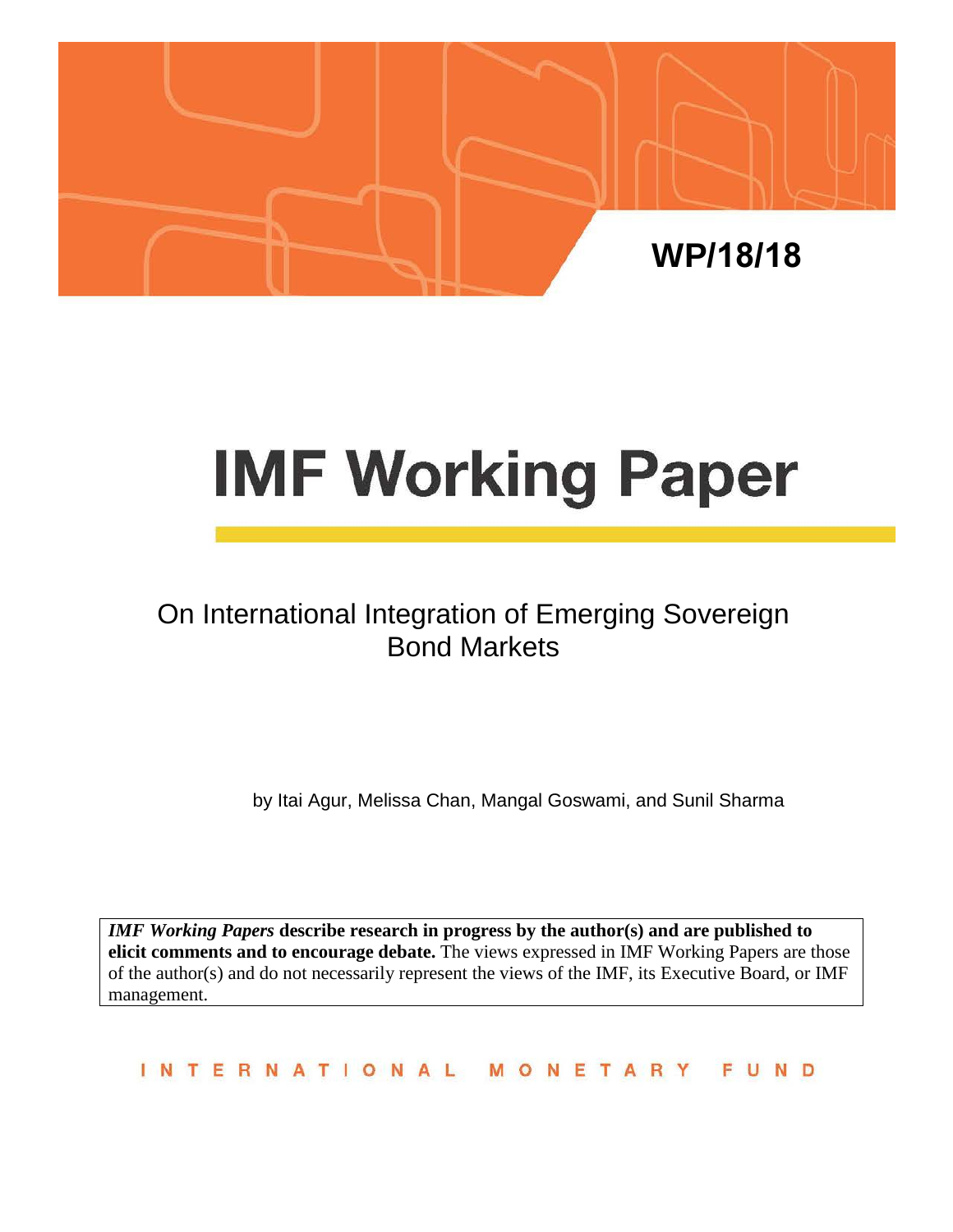WP/18/18

# IMF Working Paper

On International Integration of Emerging Sovereign Bond Markets

by Itai Agur, Melissa Chan, Mangal Goswami, and Sunil Sharma

***IMF Working Papers* describe research in progress by the author(s) and are published to elicit comments and to encourage debate.** The views expressed in IMF Working Papers are those of the author(s) and do not necessarily represent the views of the IMF, its Executive Board, or IMF management.

INTERNATIONAL MONETARY FUND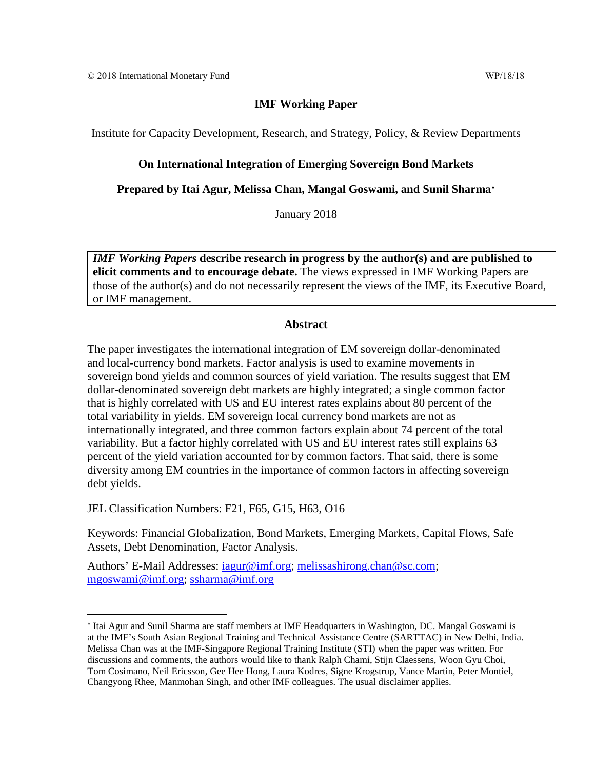© 2018 International Monetary Fund WP/18/18

**IMF Working Paper**

Institute for Capacity Development, Research, and Strategy, Policy, & Review Departments

**On International Integration of Emerging Sovereign Bond Markets**

**Prepared by Itai Agur, Melissa Chan, Mangal Goswami, and Sunil Sharma***

January 2018

> ***IMF Working Papers*** **describe research in progress by the author(s) and are published to elicit comments and to encourage debate.** The views expressed in IMF Working Papers are those of the author(s) and do not necessarily represent the views of the IMF, its Executive Board, or IMF management.

**Abstract**

The paper investigates the international integration of EM sovereign dollar-denominated and local-currency bond markets. Factor analysis is used to examine movements in sovereign bond yields and common sources of yield variation. The results suggest that EM dollar-denominated sovereign debt markets are highly integrated; a single common factor that is highly correlated with US and EU interest rates explains about 80 percent of the total variability in yields. EM sovereign local currency bond markets are not as internationally integrated, and three common factors explain about 74 percent of the total variability. But a factor highly correlated with US and EU interest rates still explains 63 percent of the yield variation accounted for by common factors. That said, there is some diversity among EM countries in the importance of common factors in affecting sovereign debt yields.

JEL Classification Numbers: F21, F65, G15, H63, O16

Keywords: Financial Globalization, Bond Markets, Emerging Markets, Capital Flows, Safe Assets, Debt Denomination, Factor Analysis.

Authors' E-Mail Addresses: iagur@imf.org; melissashirong.chan@sc.com; mgoswami@imf.org; ssharma@imf.org

---

* Itai Agur and Sunil Sharma are staff members at IMF Headquarters in Washington, DC. Mangal Goswami is at the IMF's South Asian Regional Training and Technical Assistance Centre (SARTTAC) in New Delhi, India. Melissa Chan was at the IMF-Singapore Regional Training Institute (STI) when the paper was written. For discussions and comments, the authors would like to thank Ralph Chami, Stijn Claessens, Woon Gyu Choi, Tom Cosimano, Neil Ericsson, Gee Hee Hong, Laura Kodres, Signe Krogstrup, Vance Martin, Peter Montiel, Changyong Rhee, Manmohan Singh, and other IMF colleagues. The usual disclaimer applies.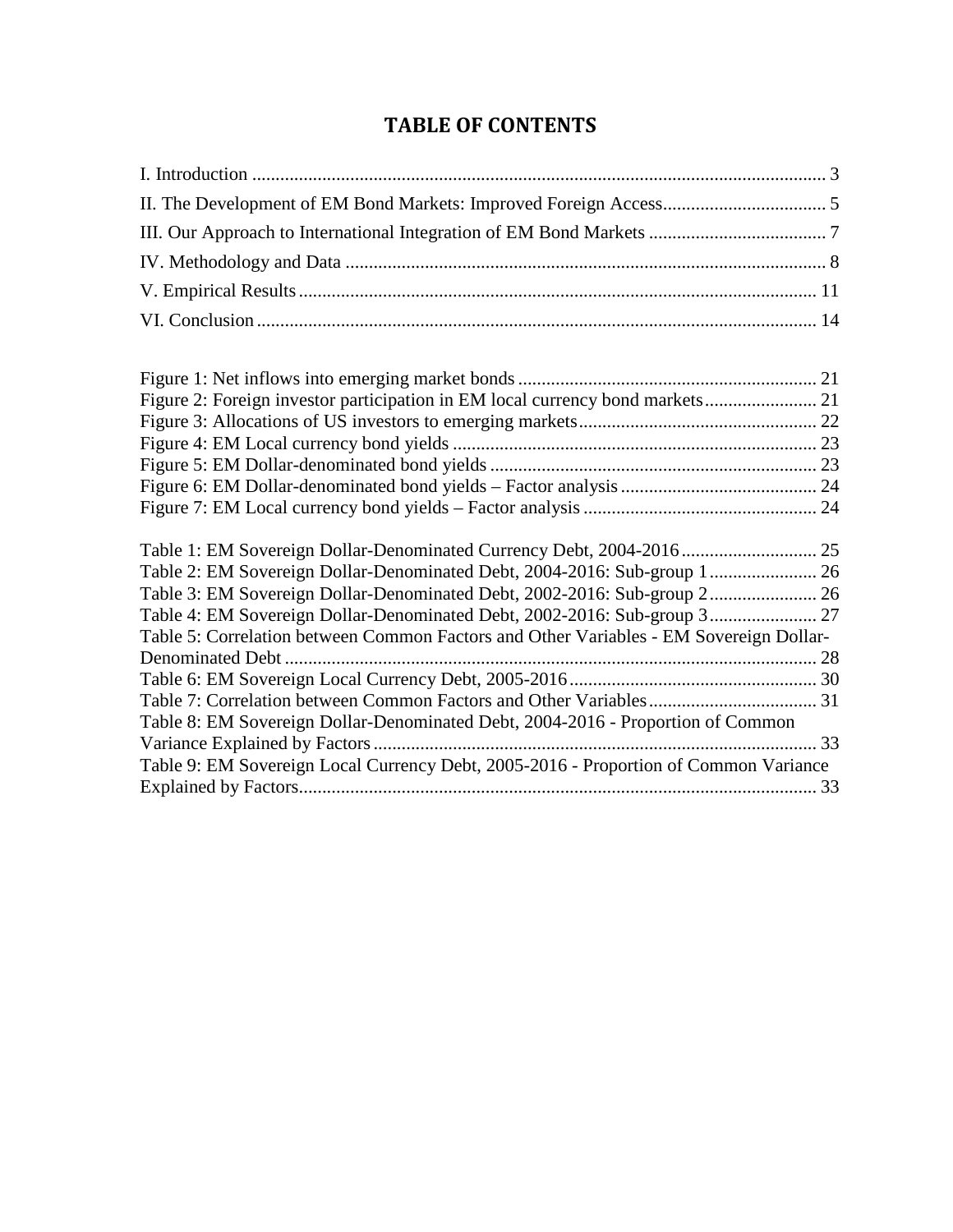# TABLE OF CONTENTS

I. Introduction ........................................................................................................................ 3

II. The Development of EM Bond Markets: Improved Foreign Access.................................. 5

III. Our Approach to International Integration of EM Bond Markets ...................................... 7

IV. Methodology and Data ...................................................................................................... 8

V. Empirical Results.............................................................................................................. 11

VI. Conclusion....................................................................................................................... 14

Figure 1: Net inflows into emerging market bonds ............................................................... 21

Figure 2: Foreign investor participation in EM local currency bond markets....................... 21

Figure 3: Allocations of US investors to emerging markets.................................................. 22

Figure 4: EM Local currency bond yields ............................................................................. 23

Figure 5: EM Dollar-denominated bond yields ..................................................................... 23

Figure 6: EM Dollar-denominated bond yields – Factor analysis.......................................... 24

Figure 7: EM Local currency bond yields – Factor analysis ................................................. 24

Table 1: EM Sovereign Dollar-Denominated Currency Debt, 2004-2016............................. 25

Table 2: EM Sovereign Dollar-Denominated Debt, 2004-2016: Sub-group 1....................... 26

Table 3: EM Sovereign Dollar-Denominated Debt, 2002-2016: Sub-group 2....................... 26

Table 4: EM Sovereign Dollar-Denominated Debt, 2002-2016: Sub-group 3....................... 27

Table 5: Correlation between Common Factors and Other Variables - EM Sovereign Dollar-Denominated Debt ................................................................................................................. 28

Table 6: EM Sovereign Local Currency Debt, 2005-2016..................................................... 30

Table 7: Correlation between Common Factors and Other Variables.................................... 31

Table 8: EM Sovereign Dollar-Denominated Debt, 2004-2016 - Proportion of Common Variance Explained by Factors............................................................................................... 33

Table 9: EM Sovereign Local Currency Debt, 2005-2016 - Proportion of Common Variance Explained by Factors.............................................................................................................. 33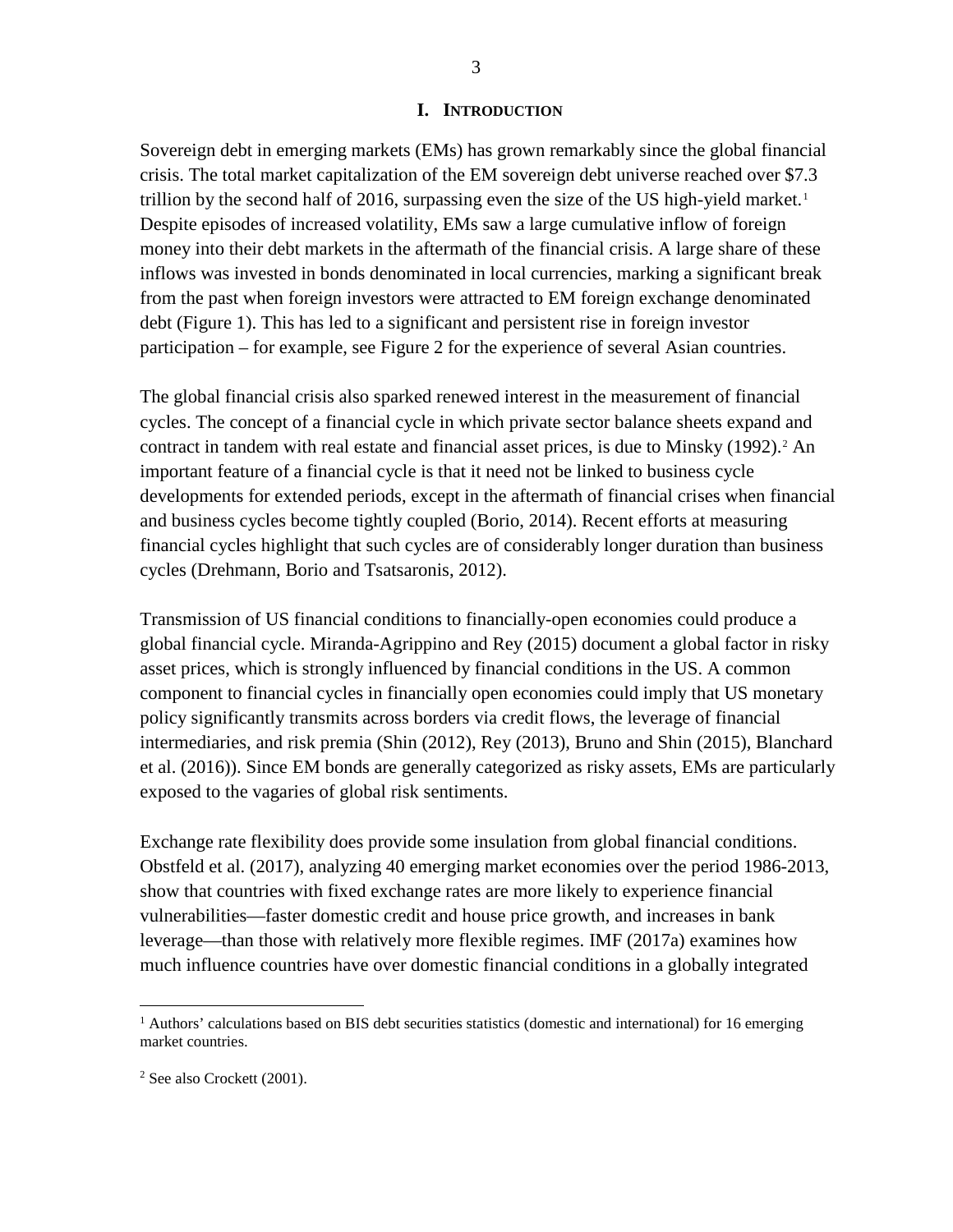## I. INTRODUCTION

Sovereign debt in emerging markets (EMs) has grown remarkably since the global financial crisis. The total market capitalization of the EM sovereign debt universe reached over $7.3 trillion by the second half of 2016, surpassing even the size of the US high-yield market.[1] Despite episodes of increased volatility, EMs saw a large cumulative inflow of foreign money into their debt markets in the aftermath of the financial crisis. A large share of these inflows was invested in bonds denominated in local currencies, marking a significant break from the past when foreign investors were attracted to EM foreign exchange denominated debt (Figure 1). This has led to a significant and persistent rise in foreign investor participation – for example, see Figure 2 for the experience of several Asian countries.

The global financial crisis also sparked renewed interest in the measurement of financial cycles. The concept of a financial cycle in which private sector balance sheets expand and contract in tandem with real estate and financial asset prices, is due to Minsky (1992).[2] An important feature of a financial cycle is that it need not be linked to business cycle developments for extended periods, except in the aftermath of financial crises when financial and business cycles become tightly coupled (Borio, 2014). Recent efforts at measuring financial cycles highlight that such cycles are of considerably longer duration than business cycles (Drehmann, Borio and Tsatsaronis, 2012).

Transmission of US financial conditions to financially-open economies could produce a global financial cycle. Miranda-Agrippino and Rey (2015) document a global factor in risky asset prices, which is strongly influenced by financial conditions in the US. A common component to financial cycles in financially open economies could imply that US monetary policy significantly transmits across borders via credit flows, the leverage of financial intermediaries, and risk premia (Shin (2012), Rey (2013), Bruno and Shin (2015), Blanchard et al. (2016)). Since EM bonds are generally categorized as risky assets, EMs are particularly exposed to the vagaries of global risk sentiments.

Exchange rate flexibility does provide some insulation from global financial conditions. Obstfeld et al. (2017), analyzing 40 emerging market economies over the period 1986-2013, show that countries with fixed exchange rates are more likely to experience financial vulnerabilities—faster domestic credit and house price growth, and increases in bank leverage—than those with relatively more flexible regimes. IMF (2017a) examines how much influence countries have over domestic financial conditions in a globally integrated

[1] Authors' calculations based on BIS debt securities statistics (domestic and international) for 16 emerging market countries.

[2] See also Crockett (2001).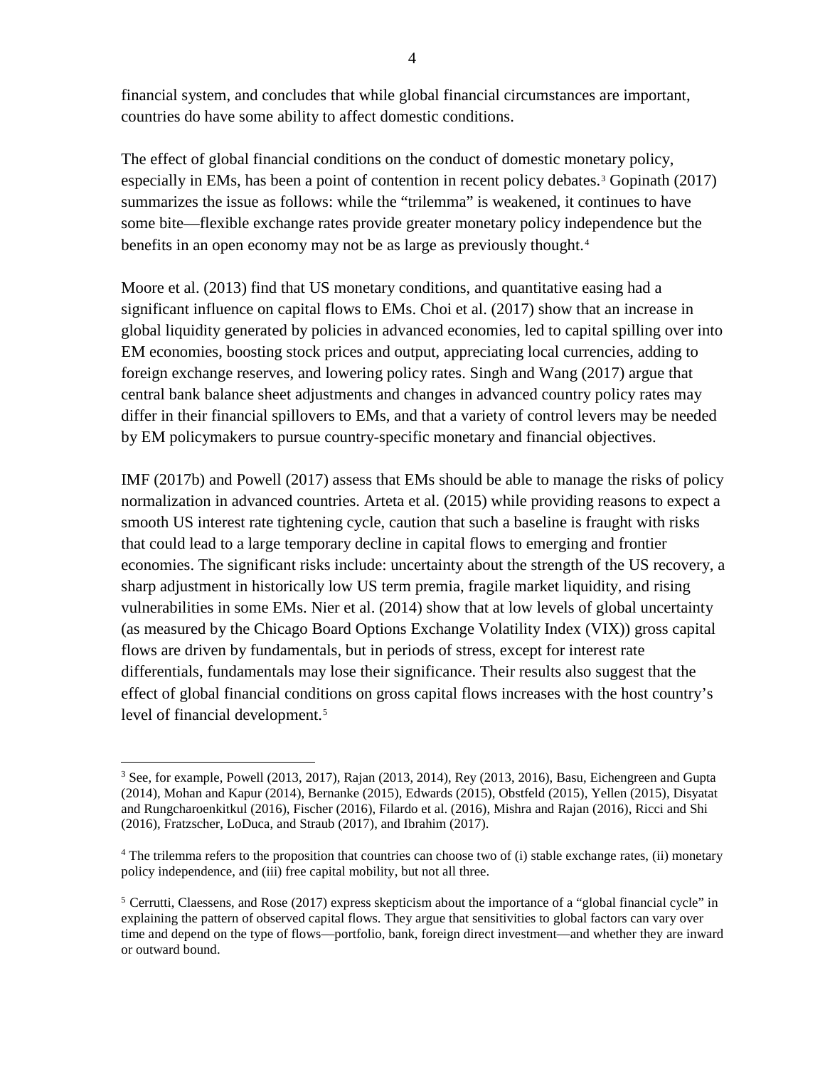financial system, and concludes that while global financial circumstances are important, countries do have some ability to affect domestic conditions.

The effect of global financial conditions on the conduct of domestic monetary policy, especially in EMs, has been a point of contention in recent policy debates.[3] Gopinath (2017) summarizes the issue as follows: while the "trilemma" is weakened, it continues to have some bite—flexible exchange rates provide greater monetary policy independence but the benefits in an open economy may not be as large as previously thought.[4]

Moore et al. (2013) find that US monetary conditions, and quantitative easing had a significant influence on capital flows to EMs. Choi et al. (2017) show that an increase in global liquidity generated by policies in advanced economies, led to capital spilling over into EM economies, boosting stock prices and output, appreciating local currencies, adding to foreign exchange reserves, and lowering policy rates. Singh and Wang (2017) argue that central bank balance sheet adjustments and changes in advanced country policy rates may differ in their financial spillovers to EMs, and that a variety of control levers may be needed by EM policymakers to pursue country-specific monetary and financial objectives.

IMF (2017b) and Powell (2017) assess that EMs should be able to manage the risks of policy normalization in advanced countries. Arteta et al. (2015) while providing reasons to expect a smooth US interest rate tightening cycle, caution that such a baseline is fraught with risks that could lead to a large temporary decline in capital flows to emerging and frontier economies. The significant risks include: uncertainty about the strength of the US recovery, a sharp adjustment in historically low US term premia, fragile market liquidity, and rising vulnerabilities in some EMs. Nier et al. (2014) show that at low levels of global uncertainty (as measured by the Chicago Board Options Exchange Volatility Index (VIX)) gross capital flows are driven by fundamentals, but in periods of stress, except for interest rate differentials, fundamentals may lose their significance. Their results also suggest that the effect of global financial conditions on gross capital flows increases with the host country's level of financial development.[5]

---

[3] See, for example, Powell (2013, 2017), Rajan (2013, 2014), Rey (2013, 2016), Basu, Eichengreen and Gupta (2014), Mohan and Kapur (2014), Bernanke (2015), Edwards (2015), Obstfeld (2015), Yellen (2015), Disyatat and Rungcharoenkitkul (2016), Fischer (2016), Filardo et al. (2016), Mishra and Rajan (2016), Ricci and Shi (2016), Fratzscher, LoDuca, and Straub (2017), and Ibrahim (2017).

[4] The trilemma refers to the proposition that countries can choose two of (i) stable exchange rates, (ii) monetary policy independence, and (iii) free capital mobility, but not all three.

[5] Cerrutti, Claessens, and Rose (2017) express skepticism about the importance of a "global financial cycle" in explaining the pattern of observed capital flows. They argue that sensitivities to global factors can vary over time and depend on the type of flows—portfolio, bank, foreign direct investment—and whether they are inward or outward bound.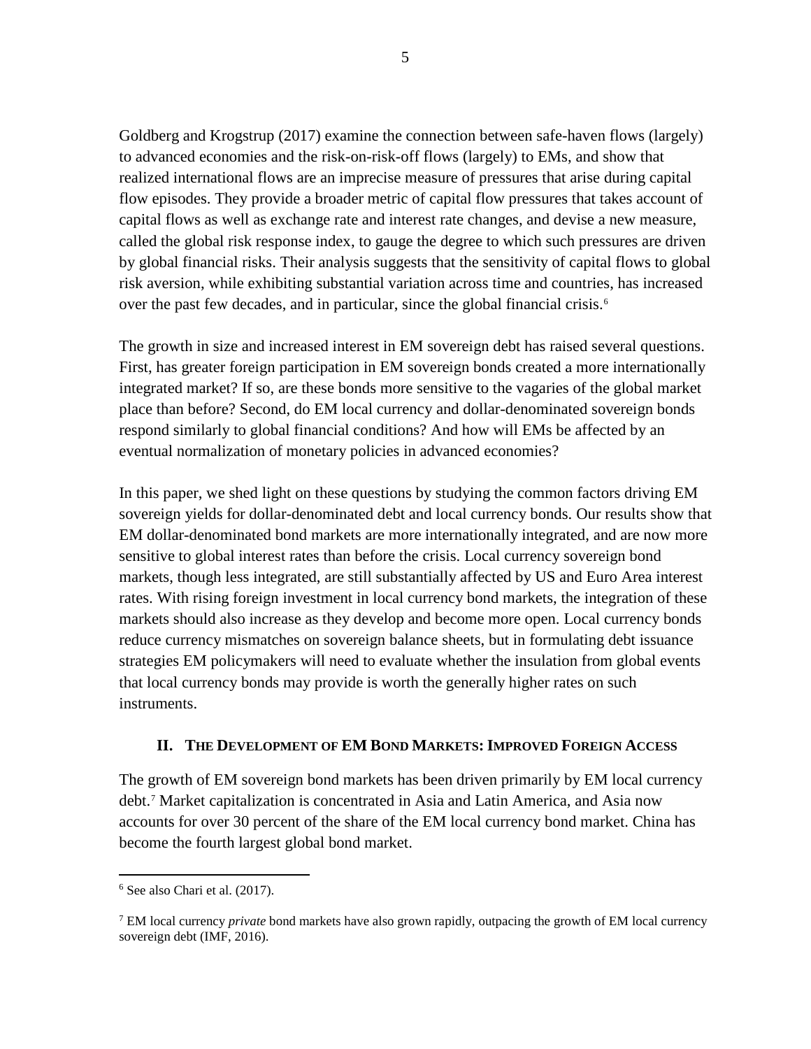Goldberg and Krogstrup (2017) examine the connection between safe-haven flows (largely) to advanced economies and the risk-on-risk-off flows (largely) to EMs, and show that realized international flows are an imprecise measure of pressures that arise during capital flow episodes. They provide a broader metric of capital flow pressures that takes account of capital flows as well as exchange rate and interest rate changes, and devise a new measure, called the global risk response index, to gauge the degree to which such pressures are driven by global financial risks. Their analysis suggests that the sensitivity of capital flows to global risk aversion, while exhibiting substantial variation across time and countries, has increased over the past few decades, and in particular, since the global financial crisis.[6]

The growth in size and increased interest in EM sovereign debt has raised several questions. First, has greater foreign participation in EM sovereign bonds created a more internationally integrated market? If so, are these bonds more sensitive to the vagaries of the global market place than before? Second, do EM local currency and dollar-denominated sovereign bonds respond similarly to global financial conditions? And how will EMs be affected by an eventual normalization of monetary policies in advanced economies?

In this paper, we shed light on these questions by studying the common factors driving EM sovereign yields for dollar-denominated debt and local currency bonds. Our results show that EM dollar-denominated bond markets are more internationally integrated, and are now more sensitive to global interest rates than before the crisis. Local currency sovereign bond markets, though less integrated, are still substantially affected by US and Euro Area interest rates. With rising foreign investment in local currency bond markets, the integration of these markets should also increase as they develop and become more open. Local currency bonds reduce currency mismatches on sovereign balance sheets, but in formulating debt issuance strategies EM policymakers will need to evaluate whether the insulation from global events that local currency bonds may provide is worth the generally higher rates on such instruments.

## II. The Development of EM Bond Markets: Improved Foreign Access

The growth of EM sovereign bond markets has been driven primarily by EM local currency debt.[7] Market capitalization is concentrated in Asia and Latin America, and Asia now accounts for over 30 percent of the share of the EM local currency bond market. China has become the fourth largest global bond market.

---

[6] See also Chari et al. (2017).

[7] EM local currency *private* bond markets have also grown rapidly, outpacing the growth of EM local currency sovereign debt (IMF, 2016).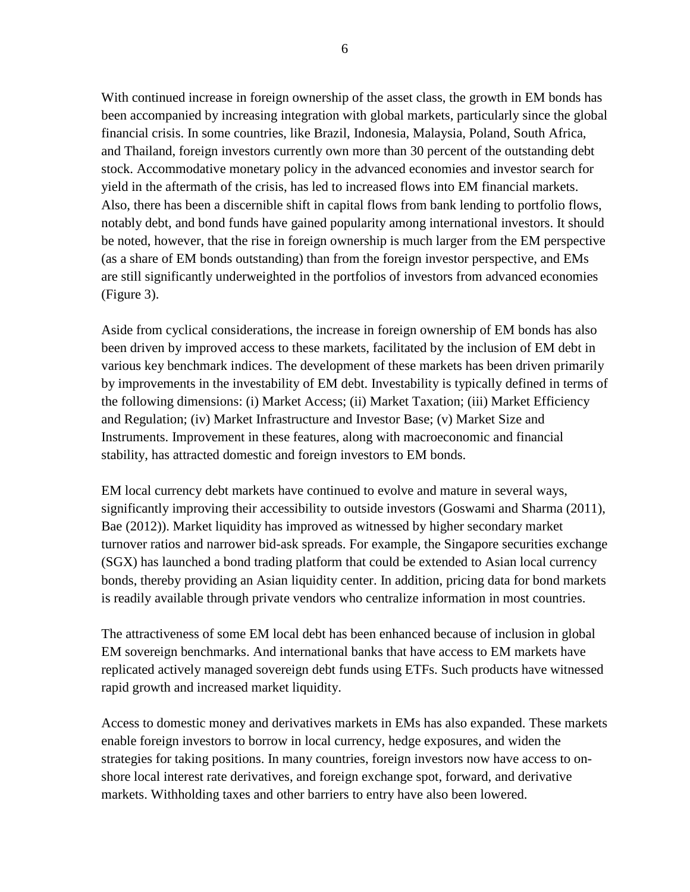With continued increase in foreign ownership of the asset class, the growth in EM bonds has been accompanied by increasing integration with global markets, particularly since the global financial crisis. In some countries, like Brazil, Indonesia, Malaysia, Poland, South Africa, and Thailand, foreign investors currently own more than 30 percent of the outstanding debt stock. Accommodative monetary policy in the advanced economies and investor search for yield in the aftermath of the crisis, has led to increased flows into EM financial markets. Also, there has been a discernible shift in capital flows from bank lending to portfolio flows, notably debt, and bond funds have gained popularity among international investors. It should be noted, however, that the rise in foreign ownership is much larger from the EM perspective (as a share of EM bonds outstanding) than from the foreign investor perspective, and EMs are still significantly underweighted in the portfolios of investors from advanced economies (Figure 3).

Aside from cyclical considerations, the increase in foreign ownership of EM bonds has also been driven by improved access to these markets, facilitated by the inclusion of EM debt in various key benchmark indices. The development of these markets has been driven primarily by improvements in the investability of EM debt. Investability is typically defined in terms of the following dimensions: (i) Market Access; (ii) Market Taxation; (iii) Market Efficiency and Regulation; (iv) Market Infrastructure and Investor Base; (v) Market Size and Instruments. Improvement in these features, along with macroeconomic and financial stability, has attracted domestic and foreign investors to EM bonds.

EM local currency debt markets have continued to evolve and mature in several ways, significantly improving their accessibility to outside investors (Goswami and Sharma (2011), Bae (2012)). Market liquidity has improved as witnessed by higher secondary market turnover ratios and narrower bid-ask spreads. For example, the Singapore securities exchange (SGX) has launched a bond trading platform that could be extended to Asian local currency bonds, thereby providing an Asian liquidity center. In addition, pricing data for bond markets is readily available through private vendors who centralize information in most countries.

The attractiveness of some EM local debt has been enhanced because of inclusion in global EM sovereign benchmarks. And international banks that have access to EM markets have replicated actively managed sovereign debt funds using ETFs. Such products have witnessed rapid growth and increased market liquidity.

Access to domestic money and derivatives markets in EMs has also expanded. These markets enable foreign investors to borrow in local currency, hedge exposures, and widen the strategies for taking positions. In many countries, foreign investors now have access to on-shore local interest rate derivatives, and foreign exchange spot, forward, and derivative markets. Withholding taxes and other barriers to entry have also been lowered.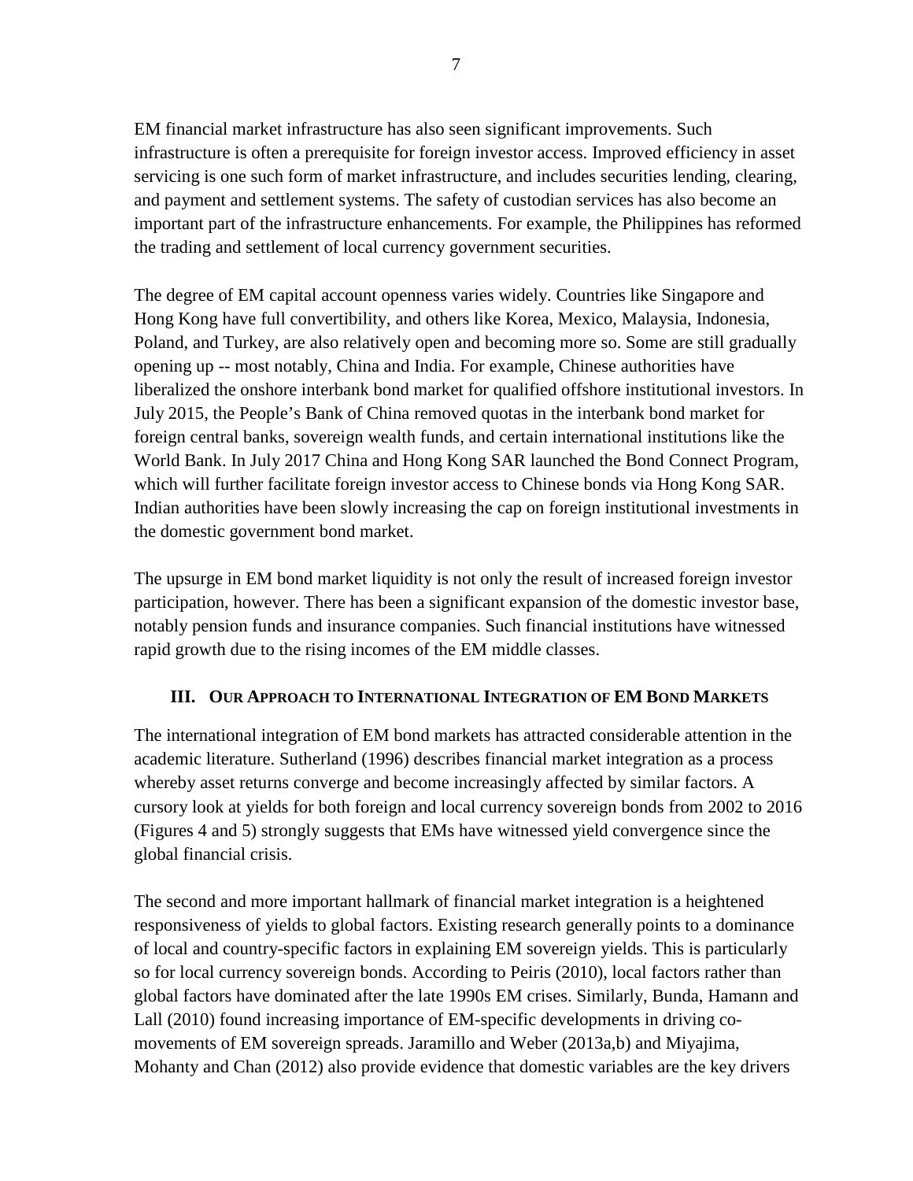EM financial market infrastructure has also seen significant improvements. Such infrastructure is often a prerequisite for foreign investor access. Improved efficiency in asset servicing is one such form of market infrastructure, and includes securities lending, clearing, and payment and settlement systems. The safety of custodian services has also become an important part of the infrastructure enhancements. For example, the Philippines has reformed the trading and settlement of local currency government securities.

The degree of EM capital account openness varies widely. Countries like Singapore and Hong Kong have full convertibility, and others like Korea, Mexico, Malaysia, Indonesia, Poland, and Turkey, are also relatively open and becoming more so. Some are still gradually opening up -- most notably, China and India. For example, Chinese authorities have liberalized the onshore interbank bond market for qualified offshore institutional investors. In July 2015, the People's Bank of China removed quotas in the interbank bond market for foreign central banks, sovereign wealth funds, and certain international institutions like the World Bank. In July 2017 China and Hong Kong SAR launched the Bond Connect Program, which will further facilitate foreign investor access to Chinese bonds via Hong Kong SAR. Indian authorities have been slowly increasing the cap on foreign institutional investments in the domestic government bond market.

The upsurge in EM bond market liquidity is not only the result of increased foreign investor participation, however. There has been a significant expansion of the domestic investor base, notably pension funds and insurance companies. Such financial institutions have witnessed rapid growth due to the rising incomes of the EM middle classes.

## III. Our Approach to International Integration of EM Bond Markets

The international integration of EM bond markets has attracted considerable attention in the academic literature. Sutherland (1996) describes financial market integration as a process whereby asset returns converge and become increasingly affected by similar factors. A cursory look at yields for both foreign and local currency sovereign bonds from 2002 to 2016 (Figures 4 and 5) strongly suggests that EMs have witnessed yield convergence since the global financial crisis.

The second and more important hallmark of financial market integration is a heightened responsiveness of yields to global factors. Existing research generally points to a dominance of local and country-specific factors in explaining EM sovereign yields. This is particularly so for local currency sovereign bonds. According to Peiris (2010), local factors rather than global factors have dominated after the late 1990s EM crises. Similarly, Bunda, Hamann and Lall (2010) found increasing importance of EM-specific developments in driving co-movements of EM sovereign spreads. Jaramillo and Weber (2013a,b) and Miyajima, Mohanty and Chan (2012) also provide evidence that domestic variables are the key drivers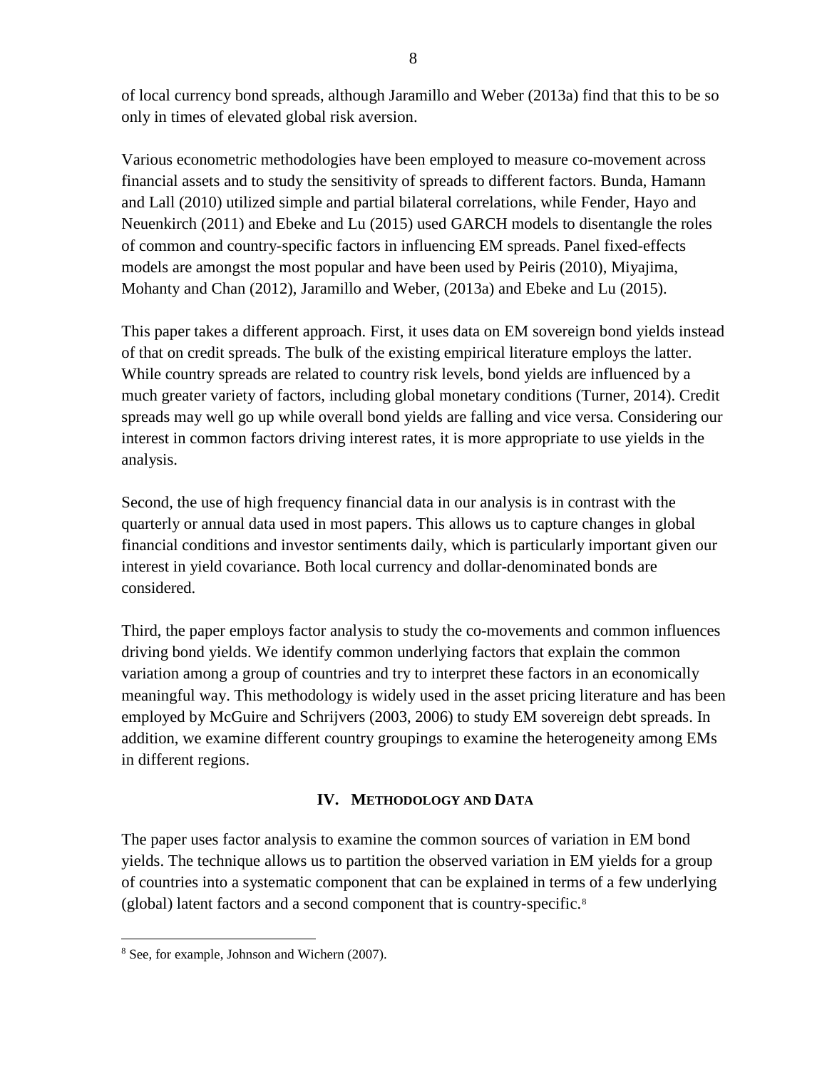of local currency bond spreads, although Jaramillo and Weber (2013a) find that this to be so only in times of elevated global risk aversion.

Various econometric methodologies have been employed to measure co-movement across financial assets and to study the sensitivity of spreads to different factors. Bunda, Hamann and Lall (2010) utilized simple and partial bilateral correlations, while Fender, Hayo and Neuenkirch (2011) and Ebeke and Lu (2015) used GARCH models to disentangle the roles of common and country-specific factors in influencing EM spreads. Panel fixed-effects models are amongst the most popular and have been used by Peiris (2010), Miyajima, Mohanty and Chan (2012), Jaramillo and Weber, (2013a) and Ebeke and Lu (2015).

This paper takes a different approach. First, it uses data on EM sovereign bond yields instead of that on credit spreads. The bulk of the existing empirical literature employs the latter. While country spreads are related to country risk levels, bond yields are influenced by a much greater variety of factors, including global monetary conditions (Turner, 2014). Credit spreads may well go up while overall bond yields are falling and vice versa. Considering our interest in common factors driving interest rates, it is more appropriate to use yields in the analysis.

Second, the use of high frequency financial data in our analysis is in contrast with the quarterly or annual data used in most papers. This allows us to capture changes in global financial conditions and investor sentiments daily, which is particularly important given our interest in yield covariance. Both local currency and dollar-denominated bonds are considered.

Third, the paper employs factor analysis to study the co-movements and common influences driving bond yields. We identify common underlying factors that explain the common variation among a group of countries and try to interpret these factors in an economically meaningful way. This methodology is widely used in the asset pricing literature and has been employed by McGuire and Schrijvers (2003, 2006) to study EM sovereign debt spreads. In addition, we examine different country groupings to examine the heterogeneity among EMs in different regions.

## IV. Methodology and Data

The paper uses factor analysis to examine the common sources of variation in EM bond yields. The technique allows us to partition the observed variation in EM yields for a group of countries into a systematic component that can be explained in terms of a few underlying (global) latent factors and a second component that is country-specific.[8]

[8] See, for example, Johnson and Wichern (2007).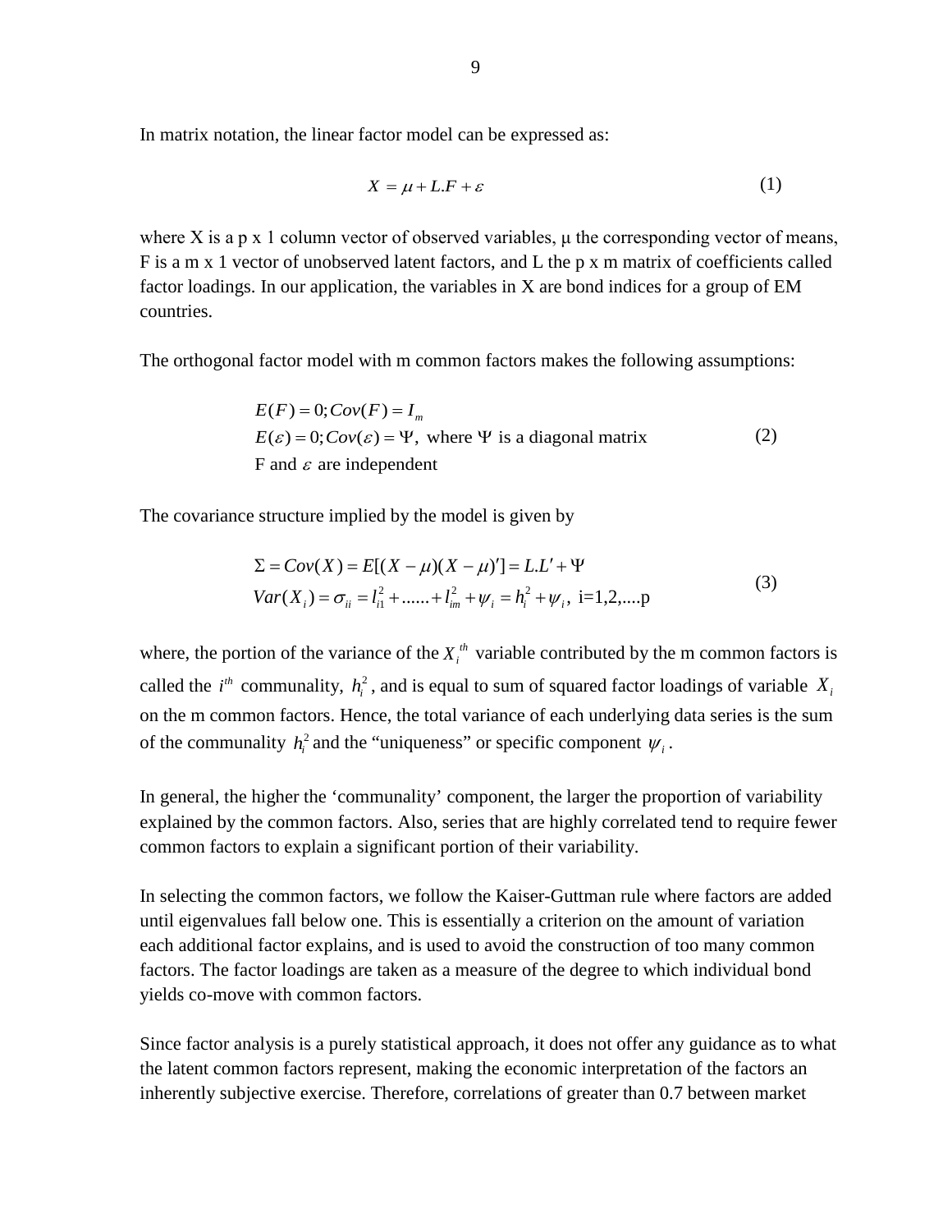In matrix notation, the linear factor model can be expressed as:

$$X = \mu + L.F + \varepsilon \tag{1}$$

where X is a p x 1 column vector of observed variables, μ the corresponding vector of means, F is a m x 1 vector of unobserved latent factors, and L the p x m matrix of coefficients called factor loadings. In our application, the variables in X are bond indices for a group of EM countries.

The orthogonal factor model with m common factors makes the following assumptions:

$$\begin{aligned}
&E(F) = 0; Cov(F) = I_m \\
&E(\varepsilon) = 0; Cov(\varepsilon) = \Psi, \text{ where } \Psi \text{ is a diagonal matrix} \\
&\text{F and } \varepsilon \text{ are independent}
\end{aligned} \tag{2}$$

The covariance structure implied by the model is given by

$$\begin{aligned}
&\Sigma = Cov(X) = E[(X-\mu)(X-\mu)'] = L.L' + \Psi \\
&Var(X_i) = \sigma_{ii} = l_{i1}^2 + \ldots\ldots + l_{im}^2 + \psi_i = h_i^2 + \psi_i, \text{ i=1,2,....p}
\end{aligned} \tag{3}$$

where, the portion of the variance of the $X_i^{th}$ variable contributed by the m common factors is called the $i^{th}$ communality, $h_i^2$, and is equal to sum of squared factor loadings of variable $X_i$ on the m common factors. Hence, the total variance of each underlying data series is the sum of the communality $h_i^2$ and the "uniqueness" or specific component $\psi_i$.

In general, the higher the 'communality' component, the larger the proportion of variability explained by the common factors. Also, series that are highly correlated tend to require fewer common factors to explain a significant portion of their variability.

In selecting the common factors, we follow the Kaiser-Guttman rule where factors are added until eigenvalues fall below one. This is essentially a criterion on the amount of variation each additional factor explains, and is used to avoid the construction of too many common factors. The factor loadings are taken as a measure of the degree to which individual bond yields co-move with common factors.

Since factor analysis is a purely statistical approach, it does not offer any guidance as to what the latent common factors represent, making the economic interpretation of the factors an inherently subjective exercise. Therefore, correlations of greater than 0.7 between market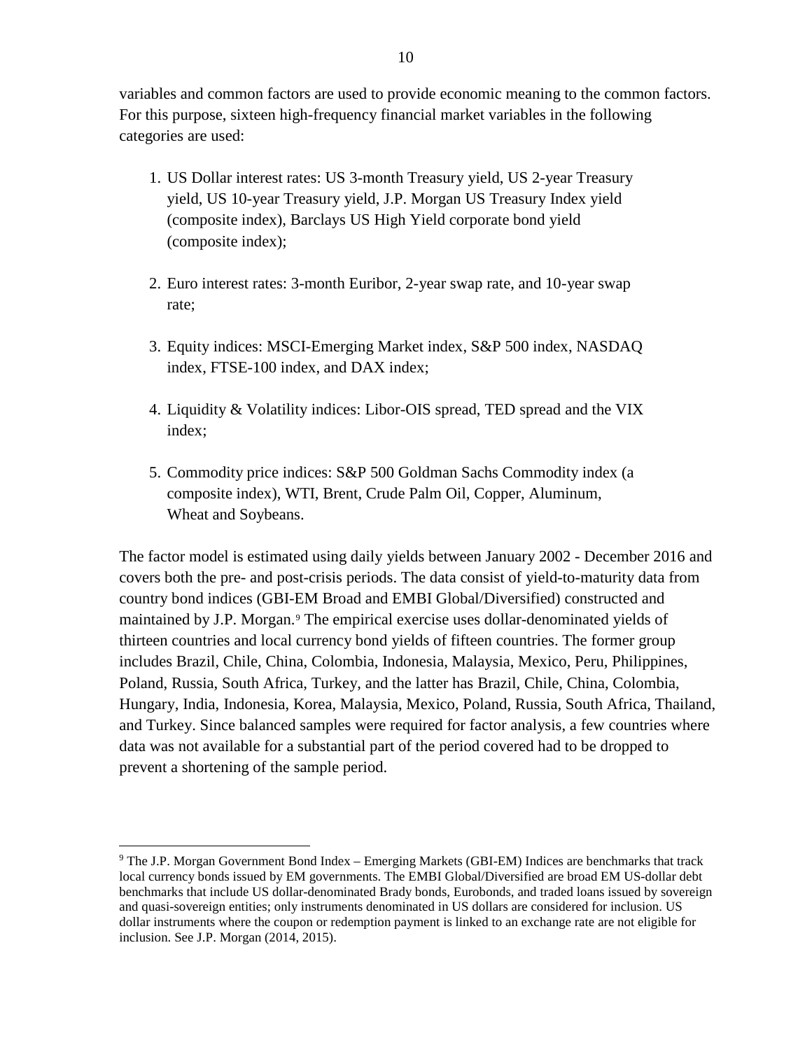variables and common factors are used to provide economic meaning to the common factors. For this purpose, sixteen high-frequency financial market variables in the following categories are used:

1. US Dollar interest rates: US 3-month Treasury yield, US 2-year Treasury yield, US 10-year Treasury yield, J.P. Morgan US Treasury Index yield (composite index), Barclays US High Yield corporate bond yield (composite index);

2. Euro interest rates: 3-month Euribor, 2-year swap rate, and 10-year swap rate;

3. Equity indices: MSCI-Emerging Market index, S&P 500 index, NASDAQ index, FTSE-100 index, and DAX index;

4. Liquidity & Volatility indices: Libor-OIS spread, TED spread and the VIX index;

5. Commodity price indices: S&P 500 Goldman Sachs Commodity index (a composite index), WTI, Brent, Crude Palm Oil, Copper, Aluminum, Wheat and Soybeans.

The factor model is estimated using daily yields between January 2002 - December 2016 and covers both the pre- and post-crisis periods. The data consist of yield-to-maturity data from country bond indices (GBI-EM Broad and EMBI Global/Diversified) constructed and maintained by J.P. Morgan.[9] The empirical exercise uses dollar-denominated yields of thirteen countries and local currency bond yields of fifteen countries. The former group includes Brazil, Chile, China, Colombia, Indonesia, Malaysia, Mexico, Peru, Philippines, Poland, Russia, South Africa, Turkey, and the latter has Brazil, Chile, China, Colombia, Hungary, India, Indonesia, Korea, Malaysia, Mexico, Poland, Russia, South Africa, Thailand, and Turkey. Since balanced samples were required for factor analysis, a few countries where data was not available for a substantial part of the period covered had to be dropped to prevent a shortening of the sample period.

[9] The J.P. Morgan Government Bond Index – Emerging Markets (GBI-EM) Indices are benchmarks that track local currency bonds issued by EM governments. The EMBI Global/Diversified are broad EM US-dollar debt benchmarks that include US dollar-denominated Brady bonds, Eurobonds, and traded loans issued by sovereign and quasi-sovereign entities; only instruments denominated in US dollars are considered for inclusion. US dollar instruments where the coupon or redemption payment is linked to an exchange rate are not eligible for inclusion. See J.P. Morgan (2014, 2015).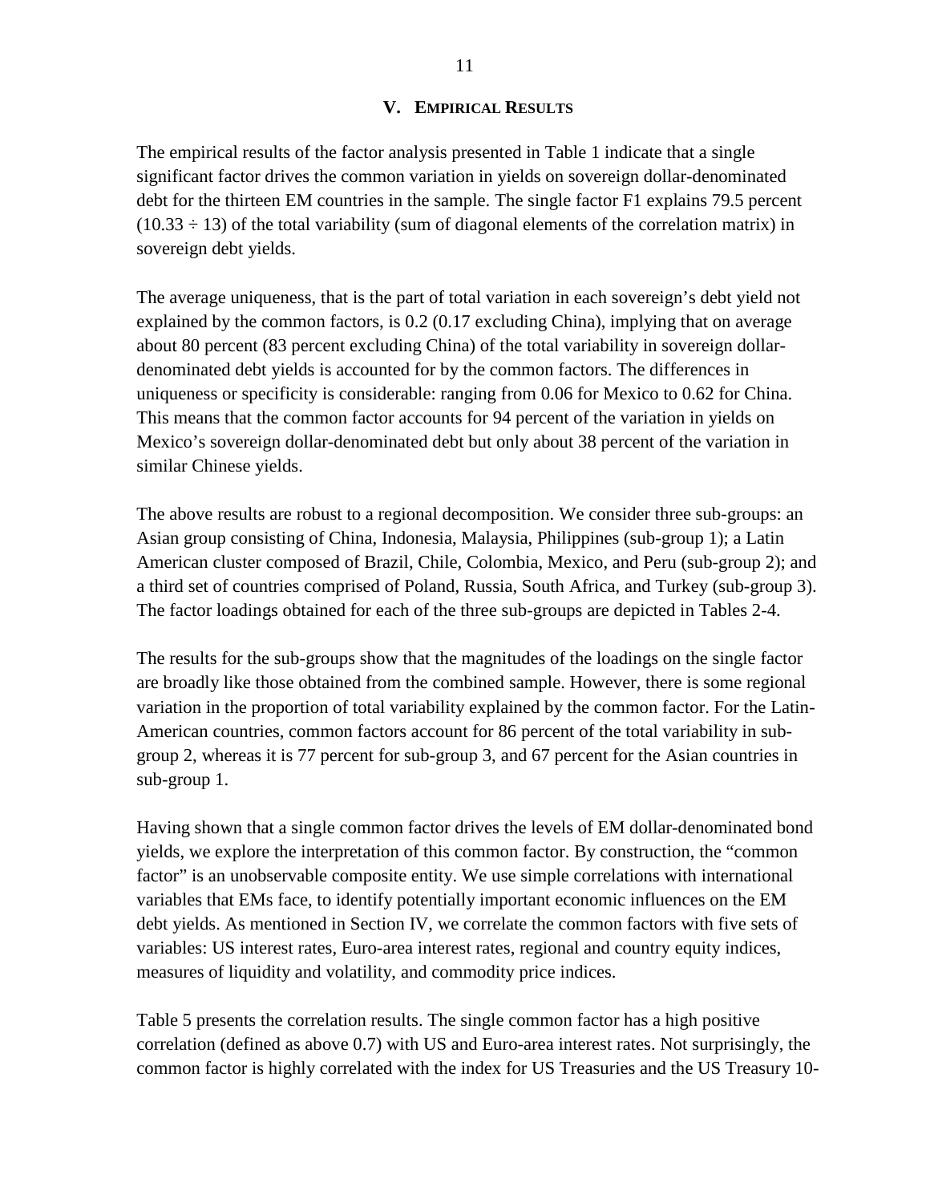## V. Empirical Results

The empirical results of the factor analysis presented in Table 1 indicate that a single significant factor drives the common variation in yields on sovereign dollar-denominated debt for the thirteen EM countries in the sample. The single factor F1 explains 79.5 percent ($10.33 \div 13$) of the total variability (sum of diagonal elements of the correlation matrix) in sovereign debt yields.

The average uniqueness, that is the part of total variation in each sovereign's debt yield not explained by the common factors, is 0.2 (0.17 excluding China), implying that on average about 80 percent (83 percent excluding China) of the total variability in sovereign dollar-denominated debt yields is accounted for by the common factors. The differences in uniqueness or specificity is considerable: ranging from 0.06 for Mexico to 0.62 for China. This means that the common factor accounts for 94 percent of the variation in yields on Mexico's sovereign dollar-denominated debt but only about 38 percent of the variation in similar Chinese yields.

The above results are robust to a regional decomposition. We consider three sub-groups: an Asian group consisting of China, Indonesia, Malaysia, Philippines (sub-group 1); a Latin American cluster composed of Brazil, Chile, Colombia, Mexico, and Peru (sub-group 2); and a third set of countries comprised of Poland, Russia, South Africa, and Turkey (sub-group 3). The factor loadings obtained for each of the three sub-groups are depicted in Tables 2-4.

The results for the sub-groups show that the magnitudes of the loadings on the single factor are broadly like those obtained from the combined sample. However, there is some regional variation in the proportion of total variability explained by the common factor. For the Latin-American countries, common factors account for 86 percent of the total variability in sub-group 2, whereas it is 77 percent for sub-group 3, and 67 percent for the Asian countries in sub-group 1.

Having shown that a single common factor drives the levels of EM dollar-denominated bond yields, we explore the interpretation of this common factor. By construction, the "common factor" is an unobservable composite entity. We use simple correlations with international variables that EMs face, to identify potentially important economic influences on the EM debt yields. As mentioned in Section IV, we correlate the common factors with five sets of variables: US interest rates, Euro-area interest rates, regional and country equity indices, measures of liquidity and volatility, and commodity price indices.

Table 5 presents the correlation results. The single common factor has a high positive correlation (defined as above 0.7) with US and Euro-area interest rates. Not surprisingly, the common factor is highly correlated with the index for US Treasuries and the US Treasury 10-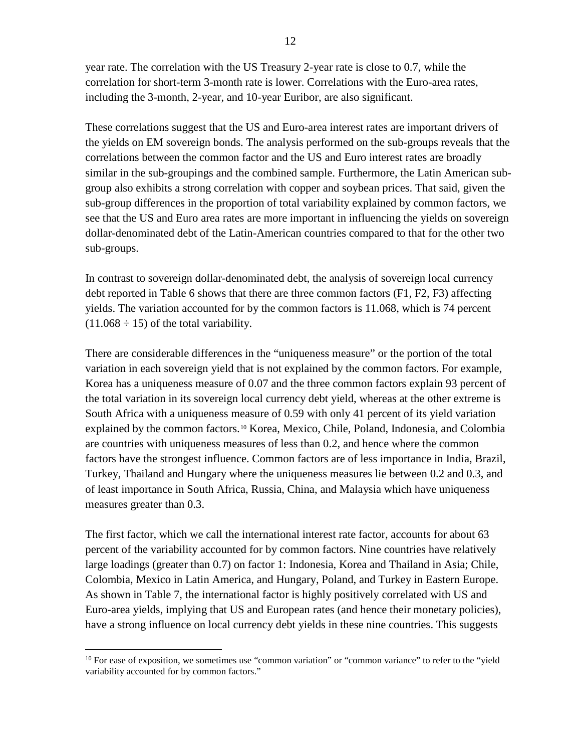year rate. The correlation with the US Treasury 2-year rate is close to 0.7, while the correlation for short-term 3-month rate is lower. Correlations with the Euro-area rates, including the 3-month, 2-year, and 10-year Euribor, are also significant.

These correlations suggest that the US and Euro-area interest rates are important drivers of the yields on EM sovereign bonds. The analysis performed on the sub-groups reveals that the correlations between the common factor and the US and Euro interest rates are broadly similar in the sub-groupings and the combined sample. Furthermore, the Latin American sub-group also exhibits a strong correlation with copper and soybean prices. That said, given the sub-group differences in the proportion of total variability explained by common factors, we see that the US and Euro area rates are more important in influencing the yields on sovereign dollar-denominated debt of the Latin-American countries compared to that for the other two sub-groups.

In contrast to sovereign dollar-denominated debt, the analysis of sovereign local currency debt reported in Table 6 shows that there are three common factors (F1, F2, F3) affecting yields. The variation accounted for by the common factors is 11.068, which is 74 percent $(11.068 \div 15)$ of the total variability.

There are considerable differences in the "uniqueness measure" or the portion of the total variation in each sovereign yield that is not explained by the common factors. For example, Korea has a uniqueness measure of 0.07 and the three common factors explain 93 percent of the total variation in its sovereign local currency debt yield, whereas at the other extreme is South Africa with a uniqueness measure of 0.59 with only 41 percent of its yield variation explained by the common factors.[10] Korea, Mexico, Chile, Poland, Indonesia, and Colombia are countries with uniqueness measures of less than 0.2, and hence where the common factors have the strongest influence. Common factors are of less importance in India, Brazil, Turkey, Thailand and Hungary where the uniqueness measures lie between 0.2 and 0.3, and of least importance in South Africa, Russia, China, and Malaysia which have uniqueness measures greater than 0.3.

The first factor, which we call the international interest rate factor, accounts for about 63 percent of the variability accounted for by common factors. Nine countries have relatively large loadings (greater than 0.7) on factor 1: Indonesia, Korea and Thailand in Asia; Chile, Colombia, Mexico in Latin America, and Hungary, Poland, and Turkey in Eastern Europe. As shown in Table 7, the international factor is highly positively correlated with US and Euro-area yields, implying that US and European rates (and hence their monetary policies), have a strong influence on local currency debt yields in these nine countries. This suggests

[10] For ease of exposition, we sometimes use "common variation" or "common variance" to refer to the "yield variability accounted for by common factors."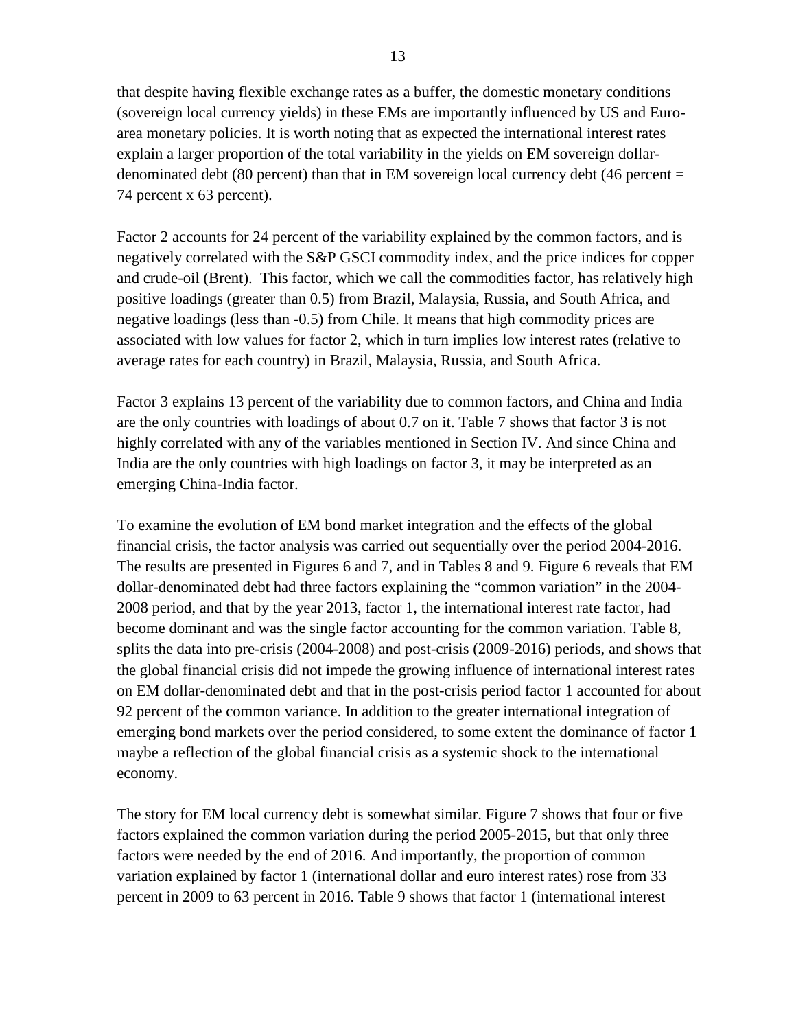that despite having flexible exchange rates as a buffer, the domestic monetary conditions (sovereign local currency yields) in these EMs are importantly influenced by US and Euro-area monetary policies. It is worth noting that as expected the international interest rates explain a larger proportion of the total variability in the yields on EM sovereign dollar-denominated debt (80 percent) than that in EM sovereign local currency debt (46 percent = 74 percent x 63 percent).

Factor 2 accounts for 24 percent of the variability explained by the common factors, and is negatively correlated with the S&P GSCI commodity index, and the price indices for copper and crude-oil (Brent). This factor, which we call the commodities factor, has relatively high positive loadings (greater than 0.5) from Brazil, Malaysia, Russia, and South Africa, and negative loadings (less than -0.5) from Chile. It means that high commodity prices are associated with low values for factor 2, which in turn implies low interest rates (relative to average rates for each country) in Brazil, Malaysia, Russia, and South Africa.

Factor 3 explains 13 percent of the variability due to common factors, and China and India are the only countries with loadings of about 0.7 on it. Table 7 shows that factor 3 is not highly correlated with any of the variables mentioned in Section IV. And since China and India are the only countries with high loadings on factor 3, it may be interpreted as an emerging China-India factor.

To examine the evolution of EM bond market integration and the effects of the global financial crisis, the factor analysis was carried out sequentially over the period 2004-2016. The results are presented in Figures 6 and 7, and in Tables 8 and 9. Figure 6 reveals that EM dollar-denominated debt had three factors explaining the "common variation" in the 2004-2008 period, and that by the year 2013, factor 1, the international interest rate factor, had become dominant and was the single factor accounting for the common variation. Table 8, splits the data into pre-crisis (2004-2008) and post-crisis (2009-2016) periods, and shows that the global financial crisis did not impede the growing influence of international interest rates on EM dollar-denominated debt and that in the post-crisis period factor 1 accounted for about 92 percent of the common variance. In addition to the greater international integration of emerging bond markets over the period considered, to some extent the dominance of factor 1 maybe a reflection of the global financial crisis as a systemic shock to the international economy.

The story for EM local currency debt is somewhat similar. Figure 7 shows that four or five factors explained the common variation during the period 2005-2015, but that only three factors were needed by the end of 2016. And importantly, the proportion of common variation explained by factor 1 (international dollar and euro interest rates) rose from 33 percent in 2009 to 63 percent in 2016. Table 9 shows that factor 1 (international interest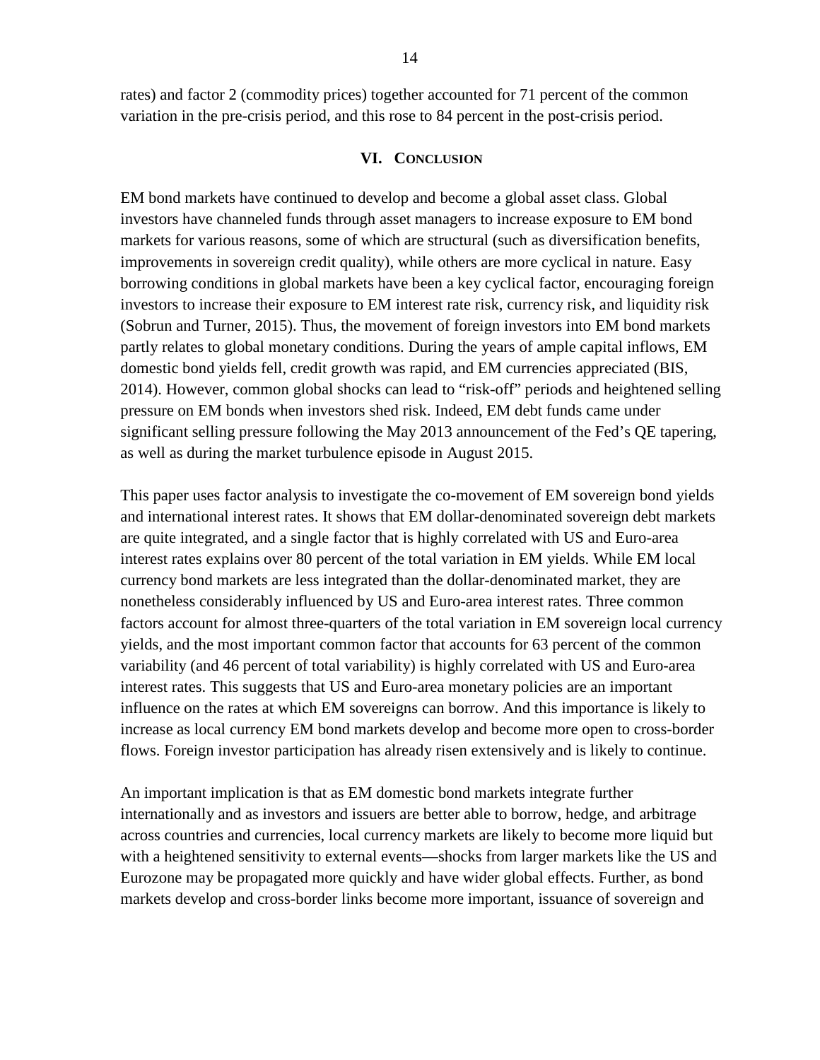rates) and factor 2 (commodity prices) together accounted for 71 percent of the common variation in the pre-crisis period, and this rose to 84 percent in the post-crisis period.

## VI. Conclusion

EM bond markets have continued to develop and become a global asset class. Global investors have channeled funds through asset managers to increase exposure to EM bond markets for various reasons, some of which are structural (such as diversification benefits, improvements in sovereign credit quality), while others are more cyclical in nature. Easy borrowing conditions in global markets have been a key cyclical factor, encouraging foreign investors to increase their exposure to EM interest rate risk, currency risk, and liquidity risk (Sobrun and Turner, 2015). Thus, the movement of foreign investors into EM bond markets partly relates to global monetary conditions. During the years of ample capital inflows, EM domestic bond yields fell, credit growth was rapid, and EM currencies appreciated (BIS, 2014). However, common global shocks can lead to "risk-off" periods and heightened selling pressure on EM bonds when investors shed risk. Indeed, EM debt funds came under significant selling pressure following the May 2013 announcement of the Fed's QE tapering, as well as during the market turbulence episode in August 2015.

This paper uses factor analysis to investigate the co-movement of EM sovereign bond yields and international interest rates. It shows that EM dollar-denominated sovereign debt markets are quite integrated, and a single factor that is highly correlated with US and Euro-area interest rates explains over 80 percent of the total variation in EM yields. While EM local currency bond markets are less integrated than the dollar-denominated market, they are nonetheless considerably influenced by US and Euro-area interest rates. Three common factors account for almost three-quarters of the total variation in EM sovereign local currency yields, and the most important common factor that accounts for 63 percent of the common variability (and 46 percent of total variability) is highly correlated with US and Euro-area interest rates. This suggests that US and Euro-area monetary policies are an important influence on the rates at which EM sovereigns can borrow. And this importance is likely to increase as local currency EM bond markets develop and become more open to cross-border flows. Foreign investor participation has already risen extensively and is likely to continue.

An important implication is that as EM domestic bond markets integrate further internationally and as investors and issuers are better able to borrow, hedge, and arbitrage across countries and currencies, local currency markets are likely to become more liquid but with a heightened sensitivity to external events—shocks from larger markets like the US and Eurozone may be propagated more quickly and have wider global effects. Further, as bond markets develop and cross-border links become more important, issuance of sovereign and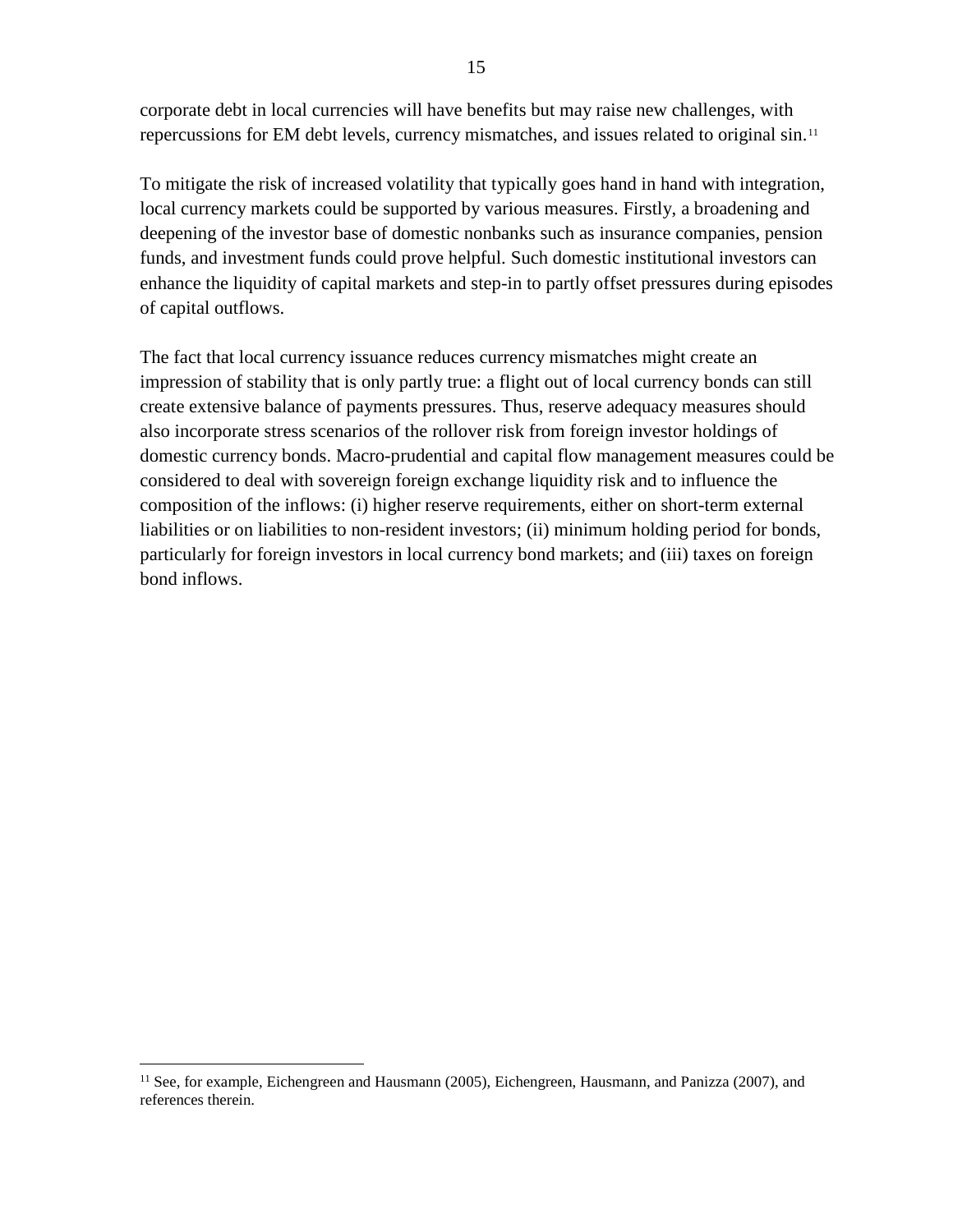corporate debt in local currencies will have benefits but may raise new challenges, with repercussions for EM debt levels, currency mismatches, and issues related to original sin.[11]

To mitigate the risk of increased volatility that typically goes hand in hand with integration, local currency markets could be supported by various measures. Firstly, a broadening and deepening of the investor base of domestic nonbanks such as insurance companies, pension funds, and investment funds could prove helpful. Such domestic institutional investors can enhance the liquidity of capital markets and step-in to partly offset pressures during episodes of capital outflows.

The fact that local currency issuance reduces currency mismatches might create an impression of stability that is only partly true: a flight out of local currency bonds can still create extensive balance of payments pressures. Thus, reserve adequacy measures should also incorporate stress scenarios of the rollover risk from foreign investor holdings of domestic currency bonds. Macro-prudential and capital flow management measures could be considered to deal with sovereign foreign exchange liquidity risk and to influence the composition of the inflows: (i) higher reserve requirements, either on short-term external liabilities or on liabilities to non-resident investors; (ii) minimum holding period for bonds, particularly for foreign investors in local currency bond markets; and (iii) taxes on foreign bond inflows.

---

[11] See, for example, Eichengreen and Hausmann (2005), Eichengreen, Hausmann, and Panizza (2007), and references therein.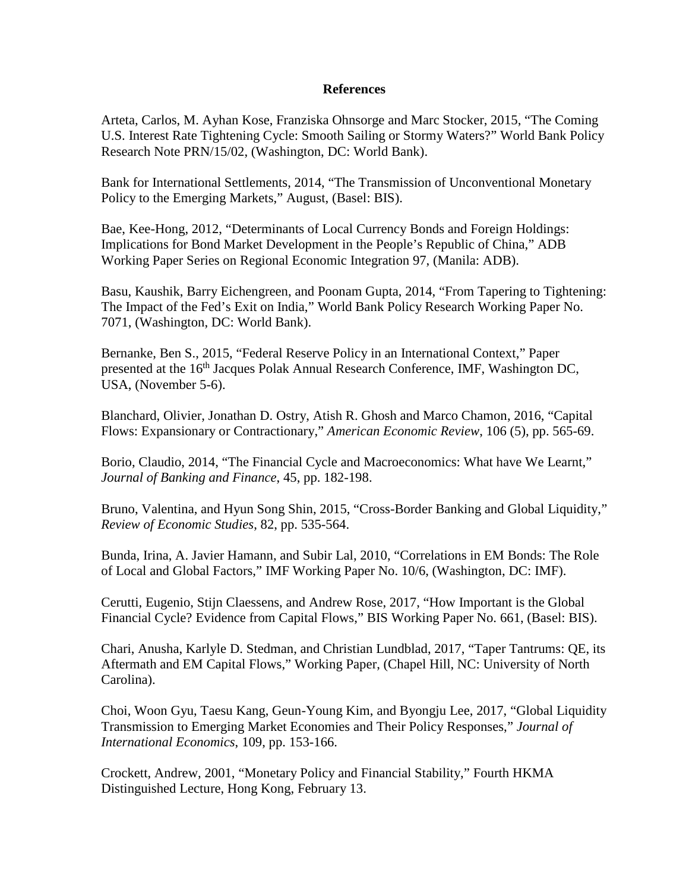## References

Arteta, Carlos, M. Ayhan Kose, Franziska Ohnsorge and Marc Stocker, 2015, "The Coming U.S. Interest Rate Tightening Cycle: Smooth Sailing or Stormy Waters?" World Bank Policy Research Note PRN/15/02, (Washington, DC: World Bank).

Bank for International Settlements, 2014, "The Transmission of Unconventional Monetary Policy to the Emerging Markets," August, (Basel: BIS).

Bae, Kee-Hong, 2012, "Determinants of Local Currency Bonds and Foreign Holdings: Implications for Bond Market Development in the People's Republic of China," ADB Working Paper Series on Regional Economic Integration 97, (Manila: ADB).

Basu, Kaushik, Barry Eichengreen, and Poonam Gupta, 2014, "From Tapering to Tightening: The Impact of the Fed's Exit on India," World Bank Policy Research Working Paper No. 7071, (Washington, DC: World Bank).

Bernanke, Ben S., 2015, "Federal Reserve Policy in an International Context," Paper presented at the 16th Jacques Polak Annual Research Conference, IMF, Washington DC, USA, (November 5-6).

Blanchard, Olivier, Jonathan D. Ostry, Atish R. Ghosh and Marco Chamon, 2016, "Capital Flows: Expansionary or Contractionary," *American Economic Review*, 106 (5), pp. 565-69.

Borio, Claudio, 2014, "The Financial Cycle and Macroeconomics: What have We Learnt," *Journal of Banking and Finance*, 45, pp. 182-198.

Bruno, Valentina, and Hyun Song Shin, 2015, "Cross-Border Banking and Global Liquidity," *Review of Economic Studies*, 82, pp. 535-564.

Bunda, Irina, A. Javier Hamann, and Subir Lal, 2010, "Correlations in EM Bonds: The Role of Local and Global Factors," IMF Working Paper No. 10/6, (Washington, DC: IMF).

Cerutti, Eugenio, Stijn Claessens, and Andrew Rose, 2017, "How Important is the Global Financial Cycle? Evidence from Capital Flows," BIS Working Paper No. 661, (Basel: BIS).

Chari, Anusha, Karlyle D. Stedman, and Christian Lundblad, 2017, "Taper Tantrums: QE, its Aftermath and EM Capital Flows," Working Paper, (Chapel Hill, NC: University of North Carolina).

Choi, Woon Gyu, Taesu Kang, Geun-Young Kim, and Byongju Lee, 2017, "Global Liquidity Transmission to Emerging Market Economies and Their Policy Responses," *Journal of International Economics*, 109, pp. 153-166.

Crockett, Andrew, 2001, "Monetary Policy and Financial Stability," Fourth HKMA Distinguished Lecture, Hong Kong, February 13.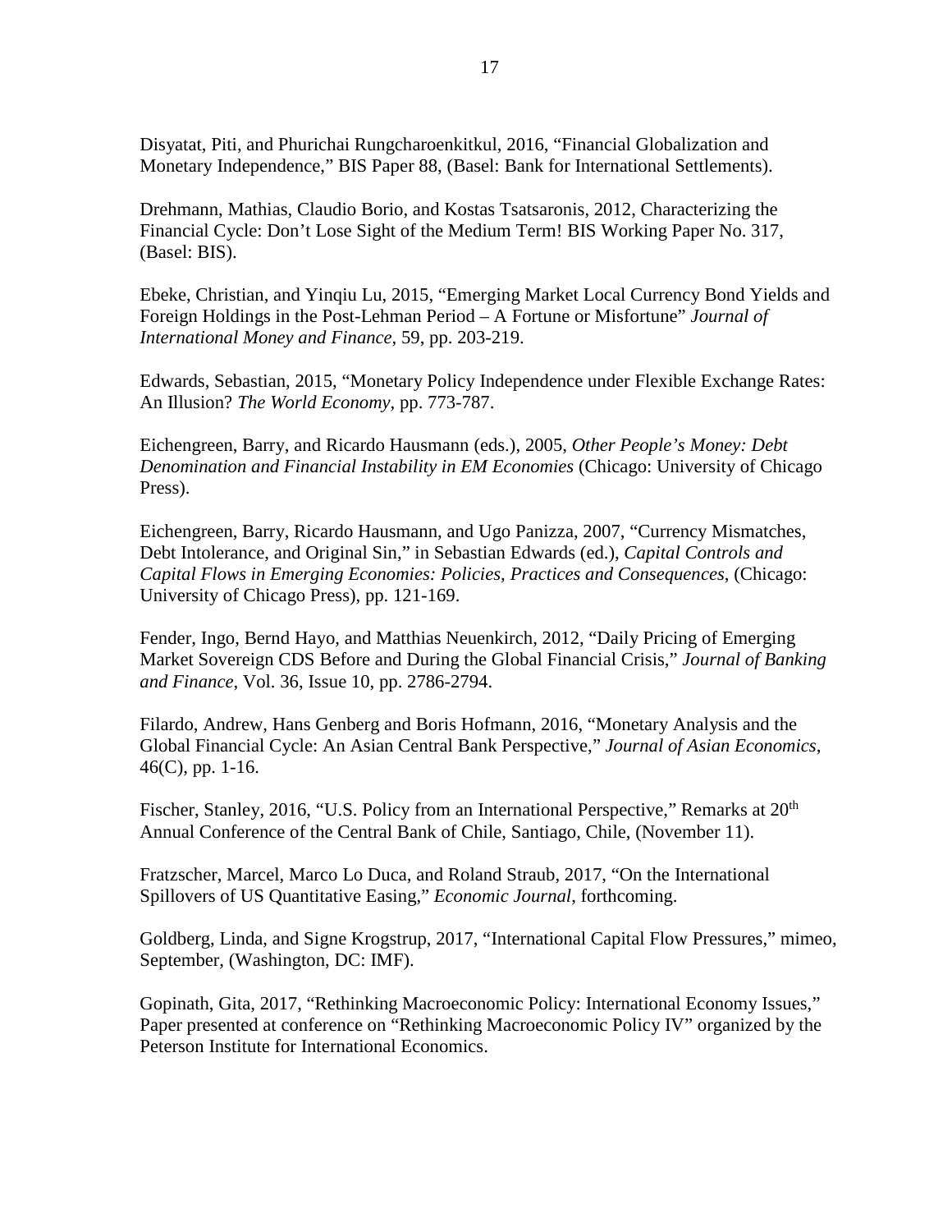Disyatat, Piti, and Phurichai Rungcharoenkitkul, 2016, “Financial Globalization and Monetary Independence,” BIS Paper 88, (Basel: Bank for International Settlements).

Drehmann, Mathias, Claudio Borio, and Kostas Tsatsaronis, 2012, Characterizing the Financial Cycle: Don’t Lose Sight of the Medium Term! BIS Working Paper No. 317, (Basel: BIS).

Ebeke, Christian, and Yinqiu Lu, 2015, “Emerging Market Local Currency Bond Yields and Foreign Holdings in the Post-Lehman Period – A Fortune or Misfortune” *Journal of International Money and Finance*, 59, pp. 203-219.

Edwards, Sebastian, 2015, “Monetary Policy Independence under Flexible Exchange Rates: An Illusion? *The World Economy*, pp. 773-787.

Eichengreen, Barry, and Ricardo Hausmann (eds.), 2005, *Other People’s Money: Debt Denomination and Financial Instability in EM Economies* (Chicago: University of Chicago Press).

Eichengreen, Barry, Ricardo Hausmann, and Ugo Panizza, 2007, “Currency Mismatches, Debt Intolerance, and Original Sin,” in Sebastian Edwards (ed.), *Capital Controls and Capital Flows in Emerging Economies: Policies, Practices and Consequences*, (Chicago: University of Chicago Press), pp. 121-169.

Fender, Ingo, Bernd Hayo, and Matthias Neuenkirch, 2012, “Daily Pricing of Emerging Market Sovereign CDS Before and During the Global Financial Crisis,” *Journal of Banking and Finance*, Vol. 36, Issue 10, pp. 2786-2794.

Filardo, Andrew, Hans Genberg and Boris Hofmann, 2016, “Monetary Analysis and the Global Financial Cycle: An Asian Central Bank Perspective,” *Journal of Asian Economics*, 46(C), pp. 1-16.

Fischer, Stanley, 2016, “U.S. Policy from an International Perspective,” Remarks at 20th Annual Conference of the Central Bank of Chile, Santiago, Chile, (November 11).

Fratzscher, Marcel, Marco Lo Duca, and Roland Straub, 2017, “On the International Spillovers of US Quantitative Easing,” *Economic Journal*, forthcoming.

Goldberg, Linda, and Signe Krogstrup, 2017, “International Capital Flow Pressures,” mimeo, September, (Washington, DC: IMF).

Gopinath, Gita, 2017, “Rethinking Macroeconomic Policy: International Economy Issues,” Paper presented at conference on “Rethinking Macroeconomic Policy IV” organized by the Peterson Institute for International Economics.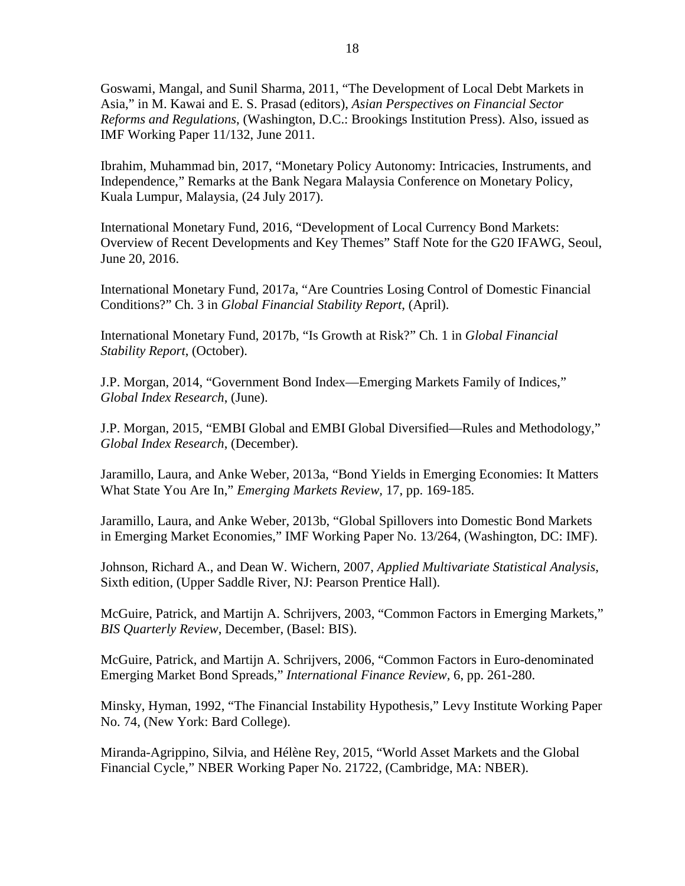Goswami, Mangal, and Sunil Sharma, 2011, “The Development of Local Debt Markets in Asia,” in M. Kawai and E. S. Prasad (editors), *Asian Perspectives on Financial Sector Reforms and Regulations*, (Washington, D.C.: Brookings Institution Press). Also, issued as IMF Working Paper 11/132, June 2011.

Ibrahim, Muhammad bin, 2017, “Monetary Policy Autonomy: Intricacies, Instruments, and Independence,” Remarks at the Bank Negara Malaysia Conference on Monetary Policy, Kuala Lumpur, Malaysia, (24 July 2017).

International Monetary Fund, 2016, “Development of Local Currency Bond Markets: Overview of Recent Developments and Key Themes” Staff Note for the G20 IFAWG, Seoul, June 20, 2016.

International Monetary Fund, 2017a, “Are Countries Losing Control of Domestic Financial Conditions?” Ch. 3 in *Global Financial Stability Report*, (April).

International Monetary Fund, 2017b, “Is Growth at Risk?” Ch. 1 in *Global Financial Stability Report*, (October).

J.P. Morgan, 2014, “Government Bond Index—Emerging Markets Family of Indices,” *Global Index Research*, (June).

J.P. Morgan, 2015, “EMBI Global and EMBI Global Diversified—Rules and Methodology,” *Global Index Research*, (December).

Jaramillo, Laura, and Anke Weber, 2013a, “Bond Yields in Emerging Economies: It Matters What State You Are In,” *Emerging Markets Review*, 17, pp. 169-185.

Jaramillo, Laura, and Anke Weber, 2013b, “Global Spillovers into Domestic Bond Markets in Emerging Market Economies,” IMF Working Paper No. 13/264, (Washington, DC: IMF).

Johnson, Richard A., and Dean W. Wichern, 2007, *Applied Multivariate Statistical Analysis*, Sixth edition, (Upper Saddle River, NJ: Pearson Prentice Hall).

McGuire, Patrick, and Martijn A. Schrijvers, 2003, “Common Factors in Emerging Markets,” *BIS Quarterly Review*, December, (Basel: BIS).

McGuire, Patrick, and Martijn A. Schrijvers, 2006, “Common Factors in Euro-denominated Emerging Market Bond Spreads,” *International Finance Review*, 6, pp. 261-280.

Minsky, Hyman, 1992, “The Financial Instability Hypothesis,” Levy Institute Working Paper No. 74, (New York: Bard College).

Miranda-Agrippino, Silvia, and Hélène Rey, 2015, “World Asset Markets and the Global Financial Cycle,” NBER Working Paper No. 21722, (Cambridge, MA: NBER).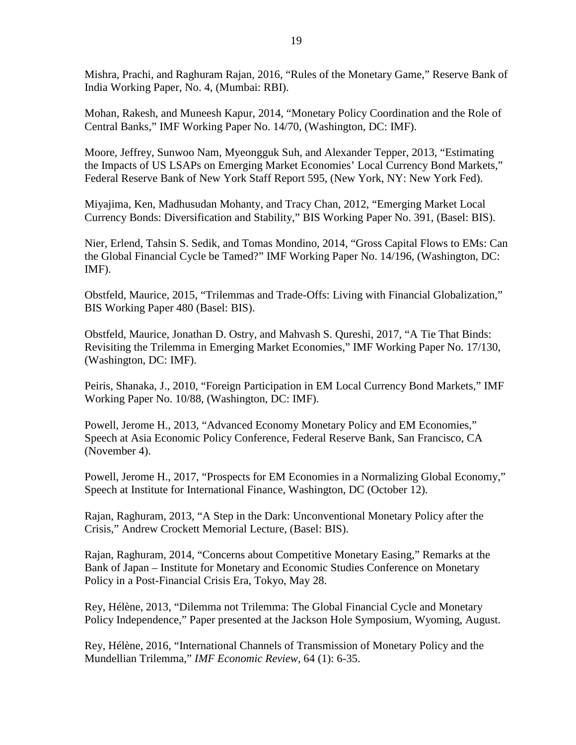Mishra, Prachi, and Raghuram Rajan, 2016, "Rules of the Monetary Game," Reserve Bank of India Working Paper, No. 4, (Mumbai: RBI).

Mohan, Rakesh, and Muneesh Kapur, 2014, "Monetary Policy Coordination and the Role of Central Banks," IMF Working Paper No. 14/70, (Washington, DC: IMF).

Moore, Jeffrey, Sunwoo Nam, Myeongguk Suh, and Alexander Tepper, 2013, "Estimating the Impacts of US LSAPs on Emerging Market Economies' Local Currency Bond Markets," Federal Reserve Bank of New York Staff Report 595, (New York, NY: New York Fed).

Miyajima, Ken, Madhusudan Mohanty, and Tracy Chan, 2012, "Emerging Market Local Currency Bonds: Diversification and Stability," BIS Working Paper No. 391, (Basel: BIS).

Nier, Erlend, Tahsin S. Sedik, and Tomas Mondino, 2014, "Gross Capital Flows to EMs: Can the Global Financial Cycle be Tamed?" IMF Working Paper No. 14/196, (Washington, DC: IMF).

Obstfeld, Maurice, 2015, "Trilemmas and Trade-Offs: Living with Financial Globalization," BIS Working Paper 480 (Basel: BIS).

Obstfeld, Maurice, Jonathan D. Ostry, and Mahvash S. Qureshi, 2017, "A Tie That Binds: Revisiting the Trilemma in Emerging Market Economies," IMF Working Paper No. 17/130, (Washington, DC: IMF).

Peiris, Shanaka, J., 2010, "Foreign Participation in EM Local Currency Bond Markets," IMF Working Paper No. 10/88, (Washington, DC: IMF).

Powell, Jerome H., 2013, "Advanced Economy Monetary Policy and EM Economies," Speech at Asia Economic Policy Conference, Federal Reserve Bank, San Francisco, CA (November 4).

Powell, Jerome H., 2017, "Prospects for EM Economies in a Normalizing Global Economy," Speech at Institute for International Finance, Washington, DC (October 12).

Rajan, Raghuram, 2013, "A Step in the Dark: Unconventional Monetary Policy after the Crisis," Andrew Crockett Memorial Lecture, (Basel: BIS).

Rajan, Raghuram, 2014, "Concerns about Competitive Monetary Easing," Remarks at the Bank of Japan – Institute for Monetary and Economic Studies Conference on Monetary Policy in a Post-Financial Crisis Era, Tokyo, May 28.

Rey, Hélène, 2013, "Dilemma not Trilemma: The Global Financial Cycle and Monetary Policy Independence," Paper presented at the Jackson Hole Symposium, Wyoming, August.

Rey, Hélène, 2016, "International Channels of Transmission of Monetary Policy and the Mundellian Trilemma," *IMF Economic Review*, 64 (1): 6-35.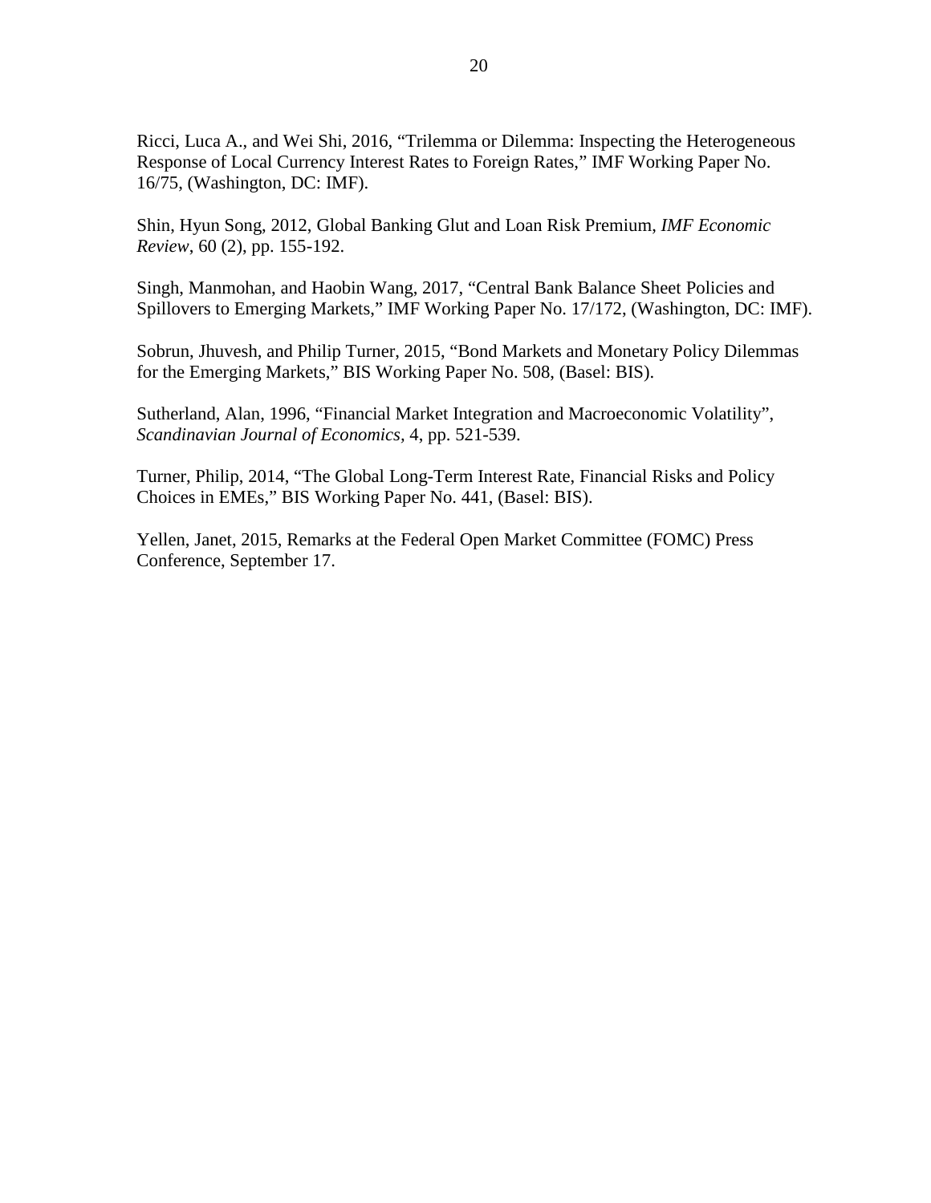Ricci, Luca A., and Wei Shi, 2016, "Trilemma or Dilemma: Inspecting the Heterogeneous Response of Local Currency Interest Rates to Foreign Rates," IMF Working Paper No. 16/75, (Washington, DC: IMF).

Shin, Hyun Song, 2012, Global Banking Glut and Loan Risk Premium, *IMF Economic Review*, 60 (2), pp. 155-192.

Singh, Manmohan, and Haobin Wang, 2017, "Central Bank Balance Sheet Policies and Spillovers to Emerging Markets," IMF Working Paper No. 17/172, (Washington, DC: IMF).

Sobrun, Jhuvesh, and Philip Turner, 2015, "Bond Markets and Monetary Policy Dilemmas for the Emerging Markets," BIS Working Paper No. 508, (Basel: BIS).

Sutherland, Alan, 1996, "Financial Market Integration and Macroeconomic Volatility", *Scandinavian Journal of Economics*, 4, pp. 521-539.

Turner, Philip, 2014, "The Global Long-Term Interest Rate, Financial Risks and Policy Choices in EMEs," BIS Working Paper No. 441, (Basel: BIS).

Yellen, Janet, 2015, Remarks at the Federal Open Market Committee (FOMC) Press Conference, September 17.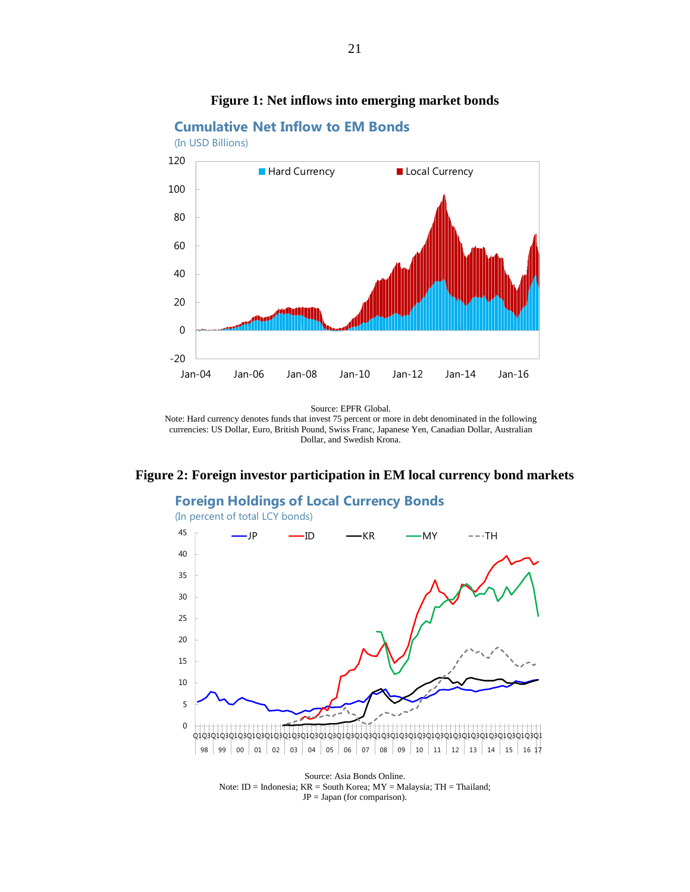**Figure 1: Net inflows into emerging market bonds**

Source: EPFR Global.

Note: Hard currency denotes funds that invest 75 percent or more in debt denominated in the following currencies: US Dollar, Euro, British Pound, Swiss Franc, Japanese Yen, Canadian Dollar, Australian Dollar, and Swedish Krona.

**Figure 2: Foreign investor participation in EM local currency bond markets**

Source: Asia Bonds Online.

Note: ID = Indonesia; KR = South Korea; MY = Malaysia; TH = Thailand; JP = Japan (for comparison).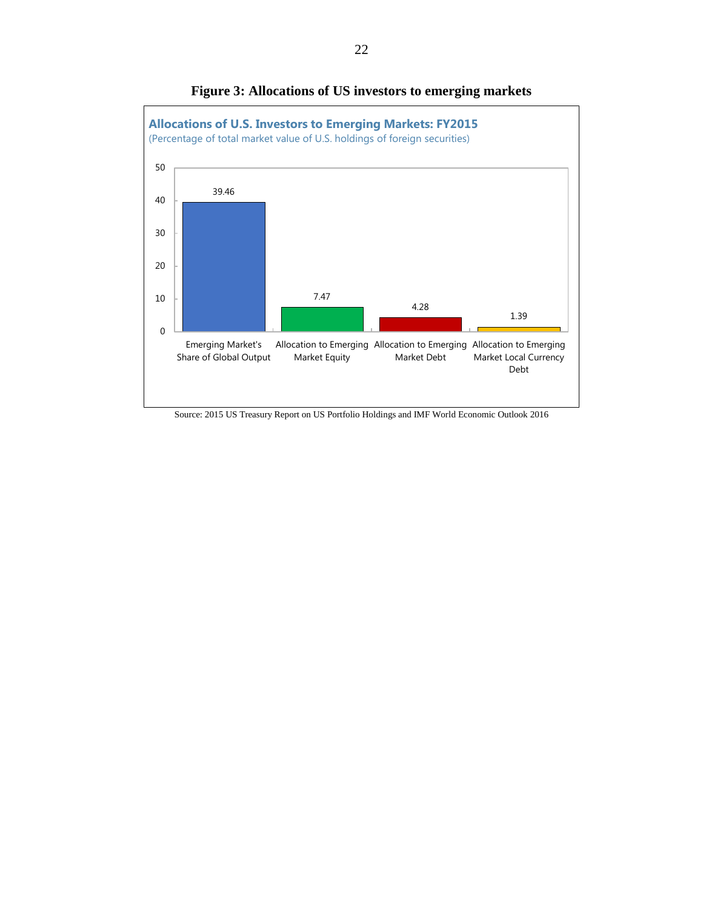**Figure 3: Allocations of US investors to emerging markets**

**Allocations of U.S. Investors to Emerging Markets: FY2015**
(Percentage of total market value of U.S. holdings of foreign securities)

| Category | Value |
| --- | --- |
| Emerging Market's Share of Global Output | 39.46 |
| Allocation to Emerging Market Equity | 7.47 |
| Allocation to Emerging Market Debt | 4.28 |
| Allocation to Emerging Market Local Currency Debt | 1.39 |

Source: 2015 US Treasury Report on US Portfolio Holdings and IMF World Economic Outlook 2016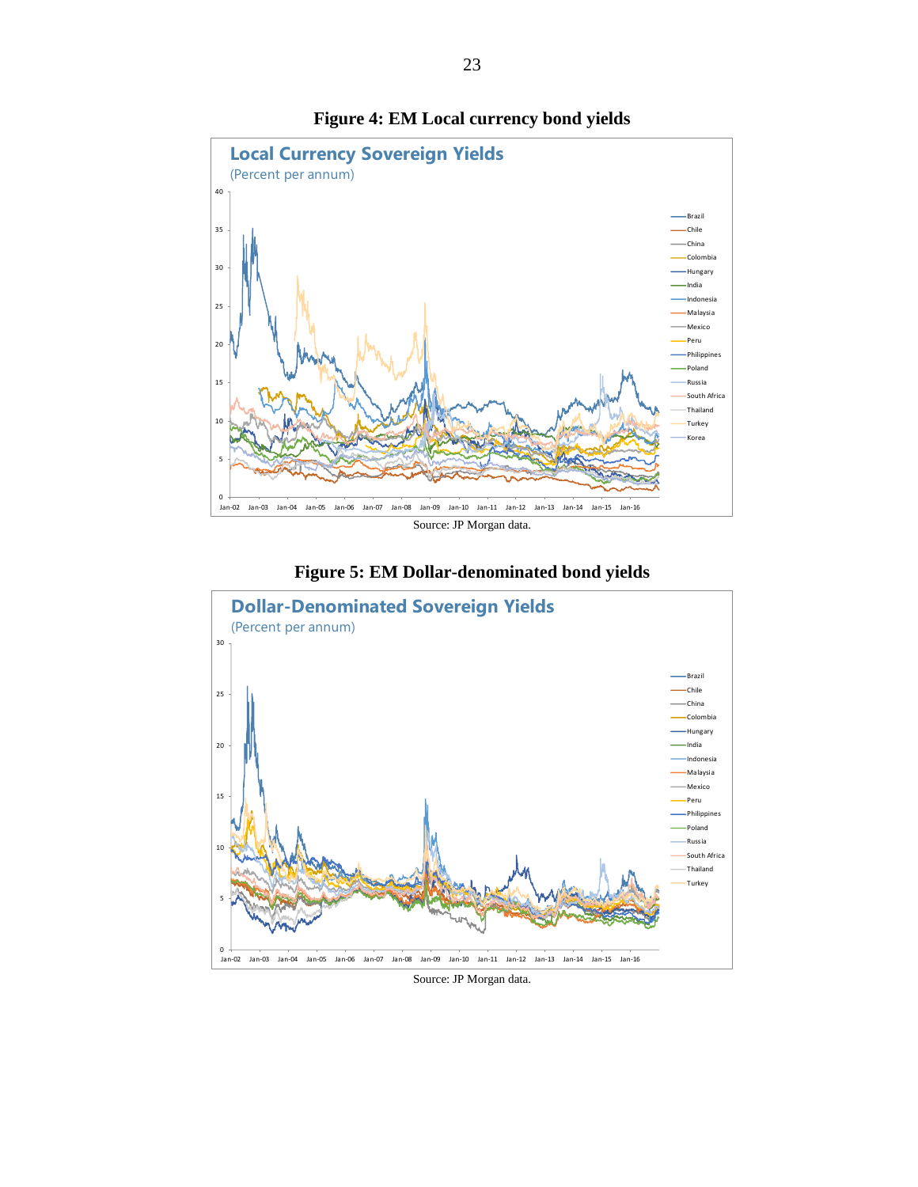**Figure 4: EM Local currency bond yields**

Source: JP Morgan data.

**Figure 5: EM Dollar-denominated bond yields**

Source: JP Morgan data.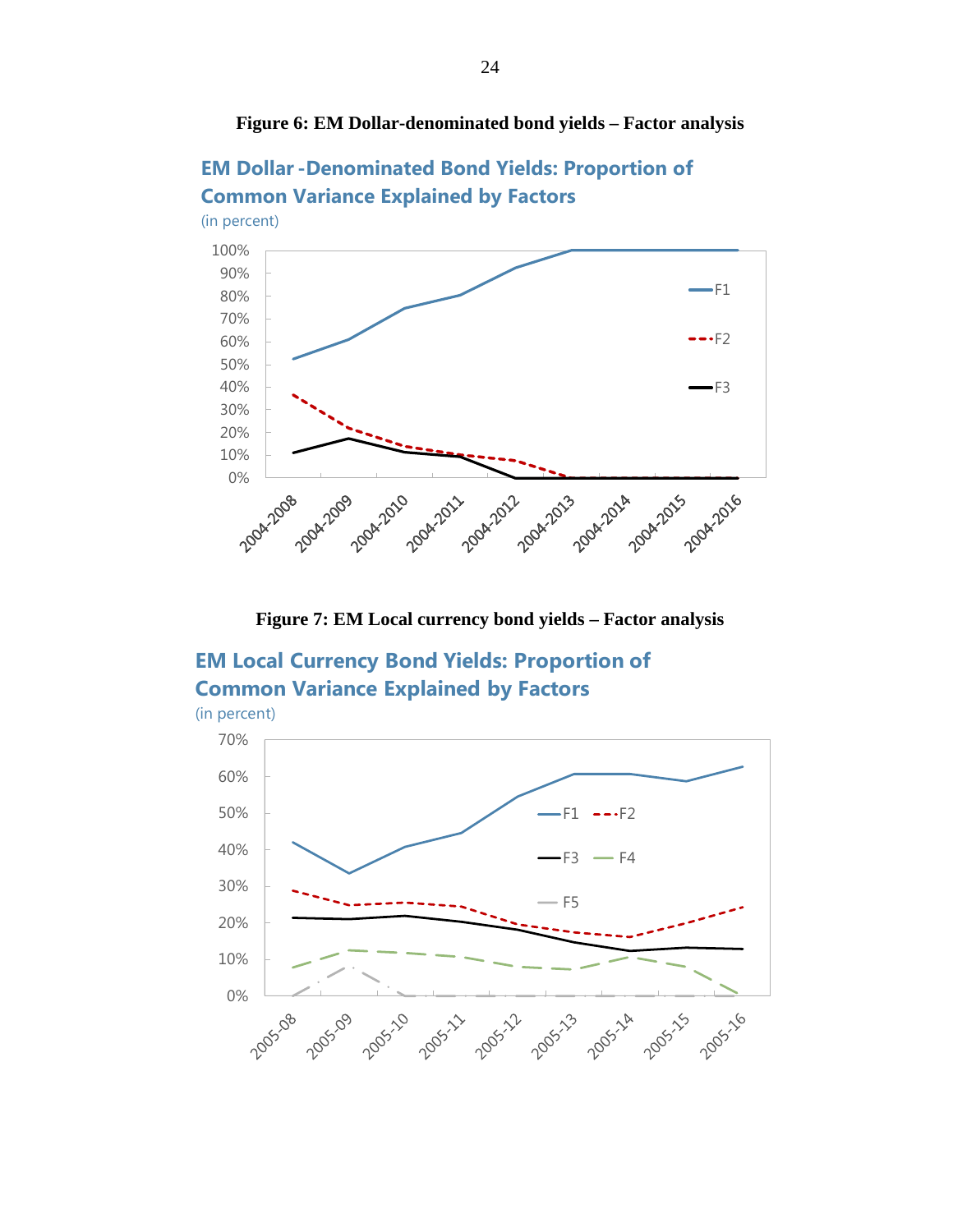**Figure 6: EM Dollar-denominated bond yields – Factor analysis**

**EM Dollar -Denominated Bond Yields: Proportion of Common Variance Explained by Factors**

(in percent)

**Figure 7: EM Local currency bond yields – Factor analysis**

**EM Local Currency Bond Yields: Proportion of Common Variance Explained by Factors**

(in percent)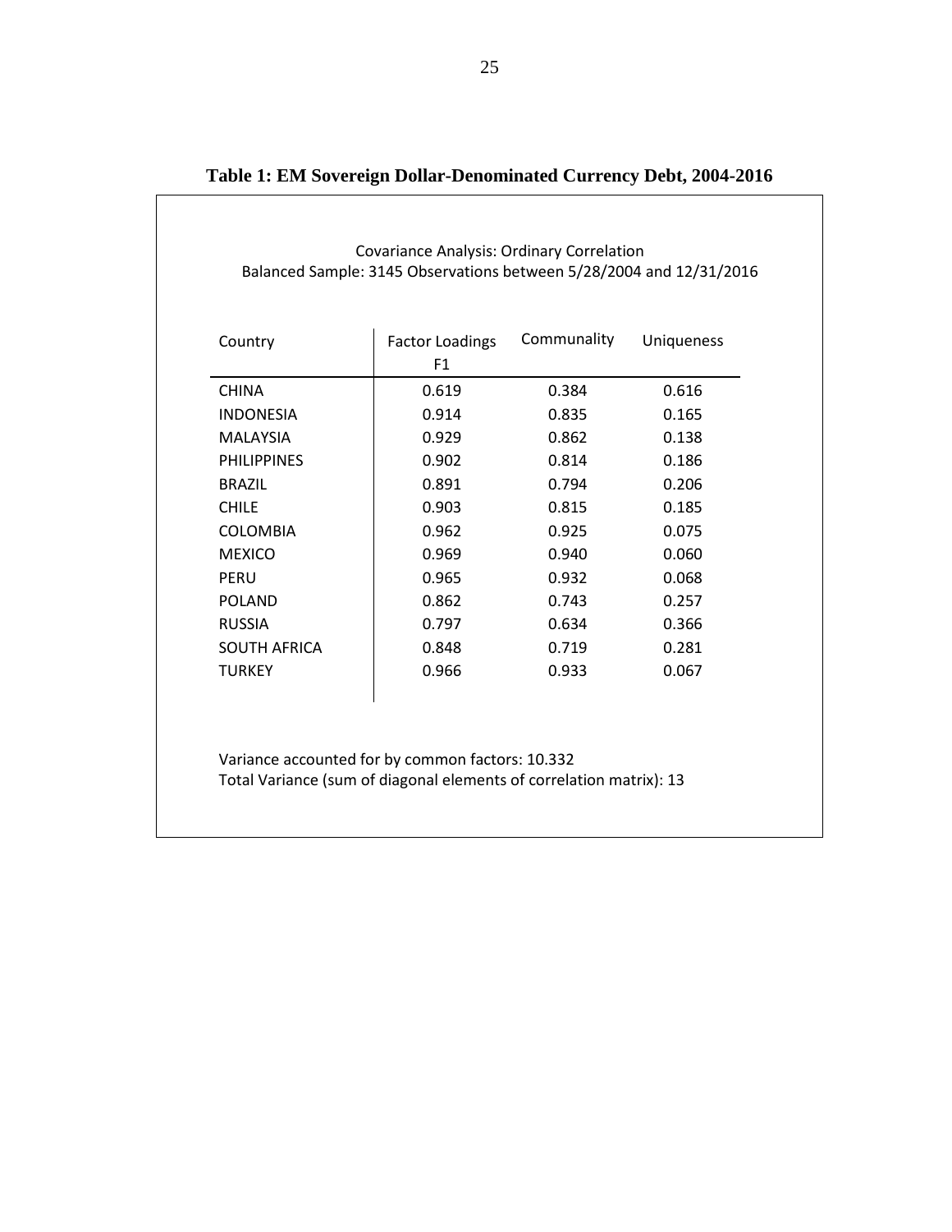**Table 1: EM Sovereign Dollar-Denominated Currency Debt, 2004-2016**

Covariance Analysis: Ordinary Correlation
Balanced Sample: 3145 Observations between 5/28/2004 and 12/31/2016

| Country | Factor Loadings F1 | Communality | Uniqueness |
|---|---|---|---|
| CHINA | 0.619 | 0.384 | 0.616 |
| INDONESIA | 0.914 | 0.835 | 0.165 |
| MALAYSIA | 0.929 | 0.862 | 0.138 |
| PHILIPPINES | 0.902 | 0.814 | 0.186 |
| BRAZIL | 0.891 | 0.794 | 0.206 |
| CHILE | 0.903 | 0.815 | 0.185 |
| COLOMBIA | 0.962 | 0.925 | 0.075 |
| MEXICO | 0.969 | 0.940 | 0.060 |
| PERU | 0.965 | 0.932 | 0.068 |
| POLAND | 0.862 | 0.743 | 0.257 |
| RUSSIA | 0.797 | 0.634 | 0.366 |
| SOUTH AFRICA | 0.848 | 0.719 | 0.281 |
| TURKEY | 0.966 | 0.933 | 0.067 |

Variance accounted for by common factors: 10.332
Total Variance (sum of diagonal elements of correlation matrix): 13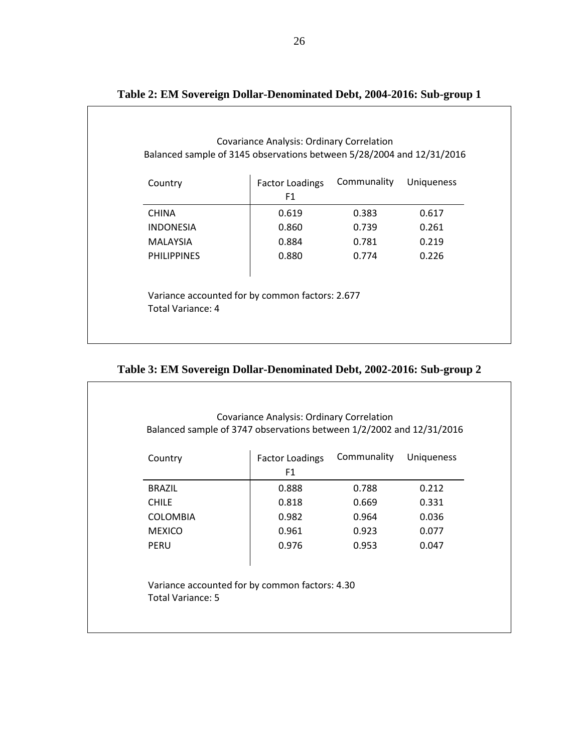**Table 2: EM Sovereign Dollar-Denominated Debt, 2004-2016: Sub-group 1**

Covariance Analysis: Ordinary Correlation
Balanced sample of 3145 observations between 5/28/2004 and 12/31/2016

| Country | Factor Loadings F1 | Communality | Uniqueness |
|---|---|---|---|
| CHINA | 0.619 | 0.383 | 0.617 |
| INDONESIA | 0.860 | 0.739 | 0.261 |
| MALAYSIA | 0.884 | 0.781 | 0.219 |
| PHILIPPINES | 0.880 | 0.774 | 0.226 |

Variance accounted for by common factors: 2.677
Total Variance: 4

**Table 3: EM Sovereign Dollar-Denominated Debt, 2002-2016: Sub-group 2**

Covariance Analysis: Ordinary Correlation
Balanced sample of 3747 observations between 1/2/2002 and 12/31/2016

| Country | Factor Loadings F1 | Communality | Uniqueness |
|---|---|---|---|
| BRAZIL | 0.888 | 0.788 | 0.212 |
| CHILE | 0.818 | 0.669 | 0.331 |
| COLOMBIA | 0.982 | 0.964 | 0.036 |
| MEXICO | 0.961 | 0.923 | 0.077 |
| PERU | 0.976 | 0.953 | 0.047 |

Variance accounted for by common factors: 4.30
Total Variance: 5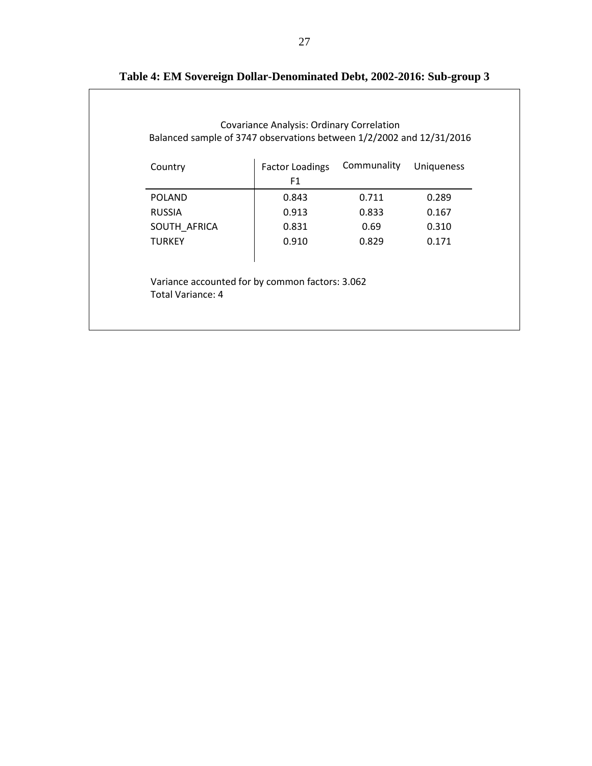**Table 4: EM Sovereign Dollar-Denominated Debt, 2002-2016: Sub-group 3**

Covariance Analysis: Ordinary Correlation
Balanced sample of 3747 observations between 1/2/2002 and 12/31/2016

| Country | Factor Loadings F1 | Communality | Uniqueness |
|---|---|---|---|
| POLAND | 0.843 | 0.711 | 0.289 |
| RUSSIA | 0.913 | 0.833 | 0.167 |
| SOUTH_AFRICA | 0.831 | 0.69 | 0.310 |
| TURKEY | 0.910 | 0.829 | 0.171 |

Variance accounted for by common factors: 3.062
Total Variance: 4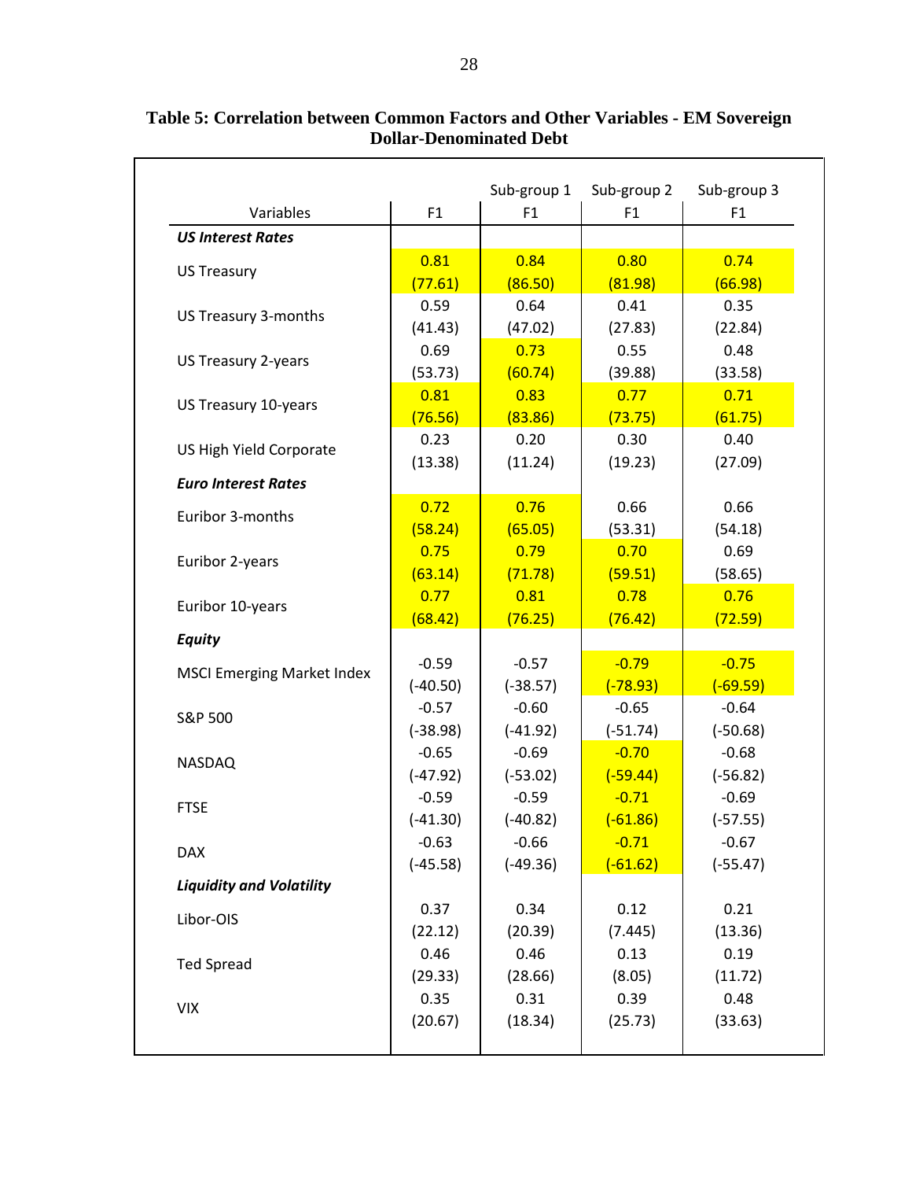**Table 5: Correlation between Common Factors and Other Variables - EM Sovereign Dollar-Denominated Debt**

| Variables | F1 | Sub-group 1<br>F1 | Sub-group 2<br>F1 | Sub-group 3<br>F1 |
|---|---|---|---|---|
| ***US Interest Rates*** | | | | |
| US Treasury | 0.81<br>(77.61) | 0.84<br>(86.50) | 0.80<br>(81.98) | 0.74<br>(66.98) |
| US Treasury 3-months | 0.59<br>(41.43) | 0.64<br>(47.02) | 0.41<br>(27.83) | 0.35<br>(22.84) |
| US Treasury 2-years | 0.69<br>(53.73) | 0.73<br>(60.74) | 0.55<br>(39.88) | 0.48<br>(33.58) |
| US Treasury 10-years | 0.81<br>(76.56) | 0.83<br>(83.86) | 0.77<br>(73.75) | 0.71<br>(61.75) |
| US High Yield Corporate | 0.23<br>(13.38) | 0.20<br>(11.24) | 0.30<br>(19.23) | 0.40<br>(27.09) |
| ***Euro Interest Rates*** | | | | |
| Euribor 3-months | 0.72<br>(58.24) | 0.76<br>(65.05) | 0.66<br>(53.31) | 0.66<br>(54.18) |
| Euribor 2-years | 0.75<br>(63.14) | 0.79<br>(71.78) | 0.70<br>(59.51) | 0.69<br>(58.65) |
| Euribor 10-years | 0.77<br>(68.42) | 0.81<br>(76.25) | 0.78<br>(76.42) | 0.76<br>(72.59) |
| ***Equity*** | | | | |
| MSCI Emerging Market Index | -0.59<br>(-40.50) | -0.57<br>(-38.57) | -0.79<br>(-78.93) | -0.75<br>(-69.59) |
| S&P 500 | -0.57<br>(-38.98) | -0.60<br>(-41.92) | -0.65<br>(-51.74) | -0.64<br>(-50.68) |
| NASDAQ | -0.65<br>(-47.92) | -0.69<br>(-53.02) | -0.70<br>(-59.44) | -0.68<br>(-56.82) |
| FTSE | -0.59<br>(-41.30) | -0.59<br>(-40.82) | -0.71<br>(-61.86) | -0.69<br>(-57.55) |
| DAX | -0.63<br>(-45.58) | -0.66<br>(-49.36) | -0.71<br>(-61.62) | -0.67<br>(-55.47) |
| ***Liquidity and Volatility*** | | | | |
| Libor-OIS | 0.37<br>(22.12) | 0.34<br>(20.39) | 0.12<br>(7.445) | 0.21<br>(13.36) |
| Ted Spread | 0.46<br>(29.33) | 0.46<br>(28.66) | 0.13<br>(8.05) | 0.19<br>(11.72) |
| VIX | 0.35<br>(20.67) | 0.31<br>(18.34) | 0.39<br>(25.73) | 0.48<br>(33.63) |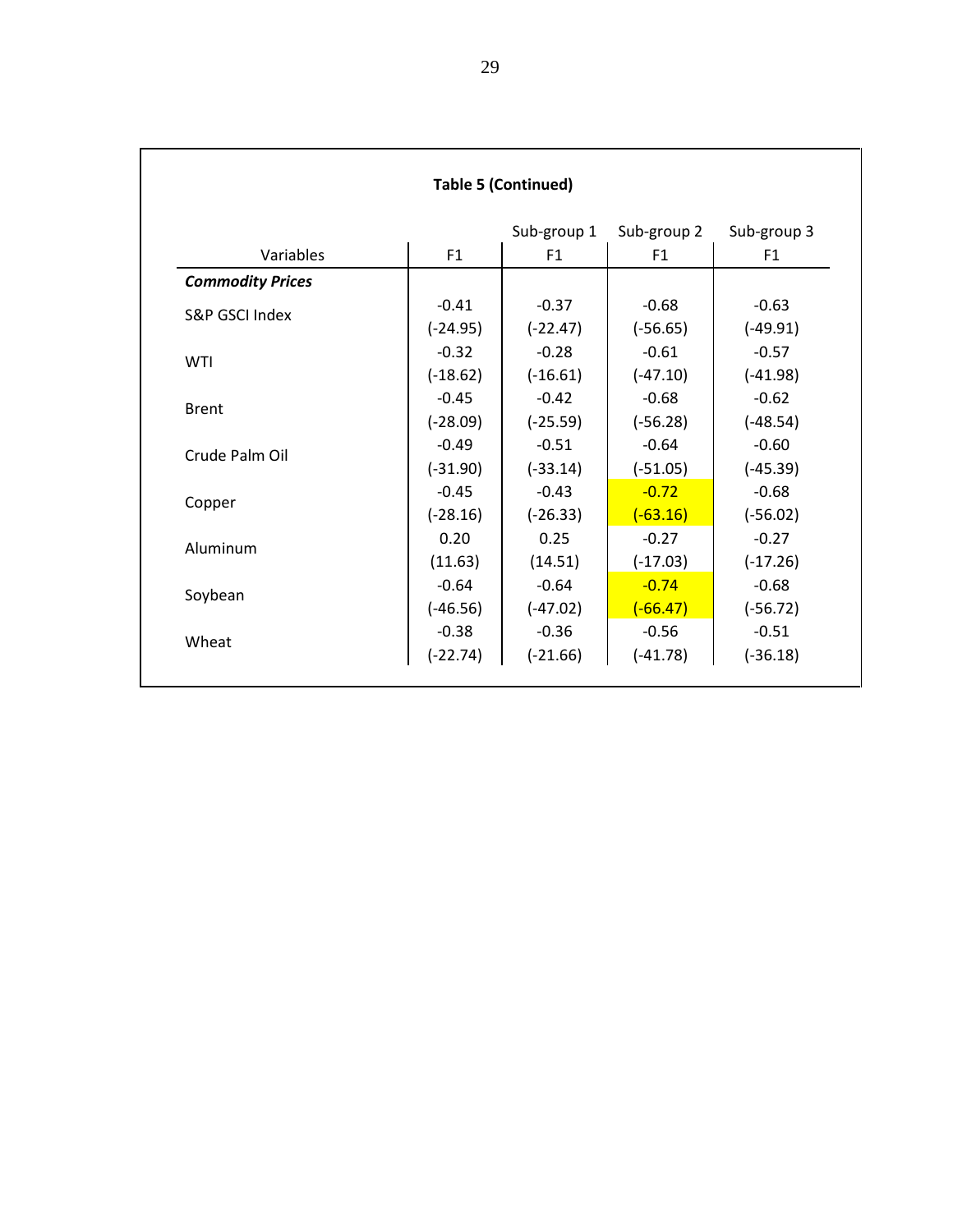**Table 5 (Continued)**

| Variables | F1 | Sub-group 1<br>F1 | Sub-group 2<br>F1 | Sub-group 3<br>F1 |
|---|---|---|---|---|
| ***Commodity Prices*** | | | | |
| S&P GSCI Index | -0.41<br>(-24.95) | -0.37<br>(-22.47) | -0.68<br>(-56.65) | -0.63<br>(-49.91) |
| WTI | -0.32<br>(-18.62) | -0.28<br>(-16.61) | -0.61<br>(-47.10) | -0.57<br>(-41.98) |
| Brent | -0.45<br>(-28.09) | -0.42<br>(-25.59) | -0.68<br>(-56.28) | -0.62<br>(-48.54) |
| Crude Palm Oil | -0.49<br>(-31.90) | -0.51<br>(-33.14) | -0.64<br>(-51.05) | -0.60<br>(-45.39) |
| Copper | -0.45<br>(-28.16) | -0.43<br>(-26.33) | -0.72<br>(-63.16) | -0.68<br>(-56.02) |
| Aluminum | 0.20<br>(11.63) | 0.25<br>(14.51) | -0.27<br>(-17.03) | -0.27<br>(-17.26) |
| Soybean | -0.64<br>(-46.56) | -0.64<br>(-47.02) | -0.74<br>(-66.47) | -0.68<br>(-56.72) |
| Wheat | -0.38<br>(-22.74) | -0.36<br>(-21.66) | -0.56<br>(-41.78) | -0.51<br>(-36.18) |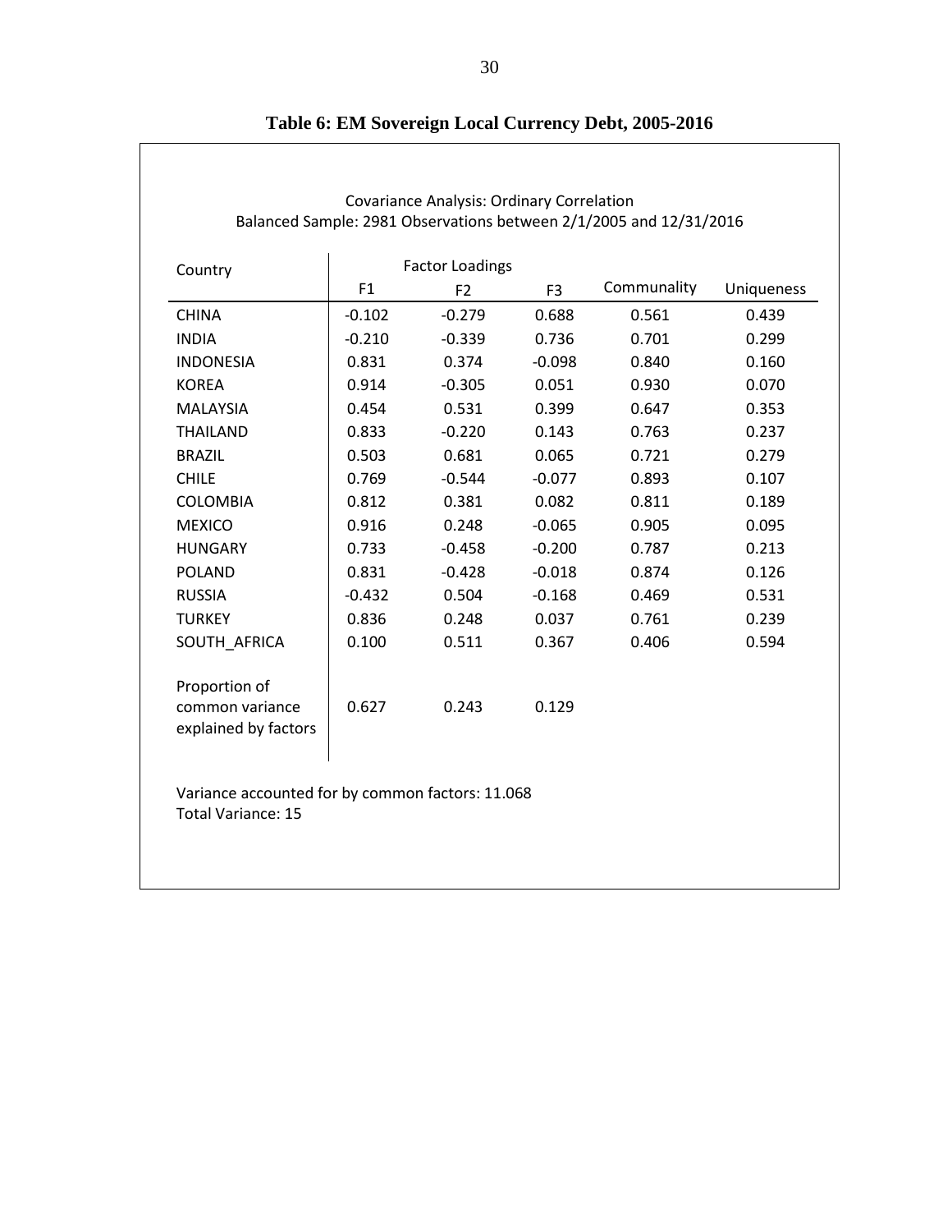**Table 6: EM Sovereign Local Currency Debt, 2005-2016**

Covariance Analysis: Ordinary Correlation
Balanced Sample: 2981 Observations between 2/1/2005 and 12/31/2016

| Country | Factor Loadings | | | Communality | Uniqueness |
|---|---|---|---|---|---|
| | F1 | F2 | F3 | | |
| CHINA | -0.102 | -0.279 | 0.688 | 0.561 | 0.439 |
| INDIA | -0.210 | -0.339 | 0.736 | 0.701 | 0.299 |
| INDONESIA | 0.831 | 0.374 | -0.098 | 0.840 | 0.160 |
| KOREA | 0.914 | -0.305 | 0.051 | 0.930 | 0.070 |
| MALAYSIA | 0.454 | 0.531 | 0.399 | 0.647 | 0.353 |
| THAILAND | 0.833 | -0.220 | 0.143 | 0.763 | 0.237 |
| BRAZIL | 0.503 | 0.681 | 0.065 | 0.721 | 0.279 |
| CHILE | 0.769 | -0.544 | -0.077 | 0.893 | 0.107 |
| COLOMBIA | 0.812 | 0.381 | 0.082 | 0.811 | 0.189 |
| MEXICO | 0.916 | 0.248 | -0.065 | 0.905 | 0.095 |
| HUNGARY | 0.733 | -0.458 | -0.200 | 0.787 | 0.213 |
| POLAND | 0.831 | -0.428 | -0.018 | 0.874 | 0.126 |
| RUSSIA | -0.432 | 0.504 | -0.168 | 0.469 | 0.531 |
| TURKEY | 0.836 | 0.248 | 0.037 | 0.761 | 0.239 |
| SOUTH_AFRICA | 0.100 | 0.511 | 0.367 | 0.406 | 0.594 |
| Proportion of common variance explained by factors | 0.627 | 0.243 | 0.129 | | |

Variance accounted for by common factors: 11.068
Total Variance: 15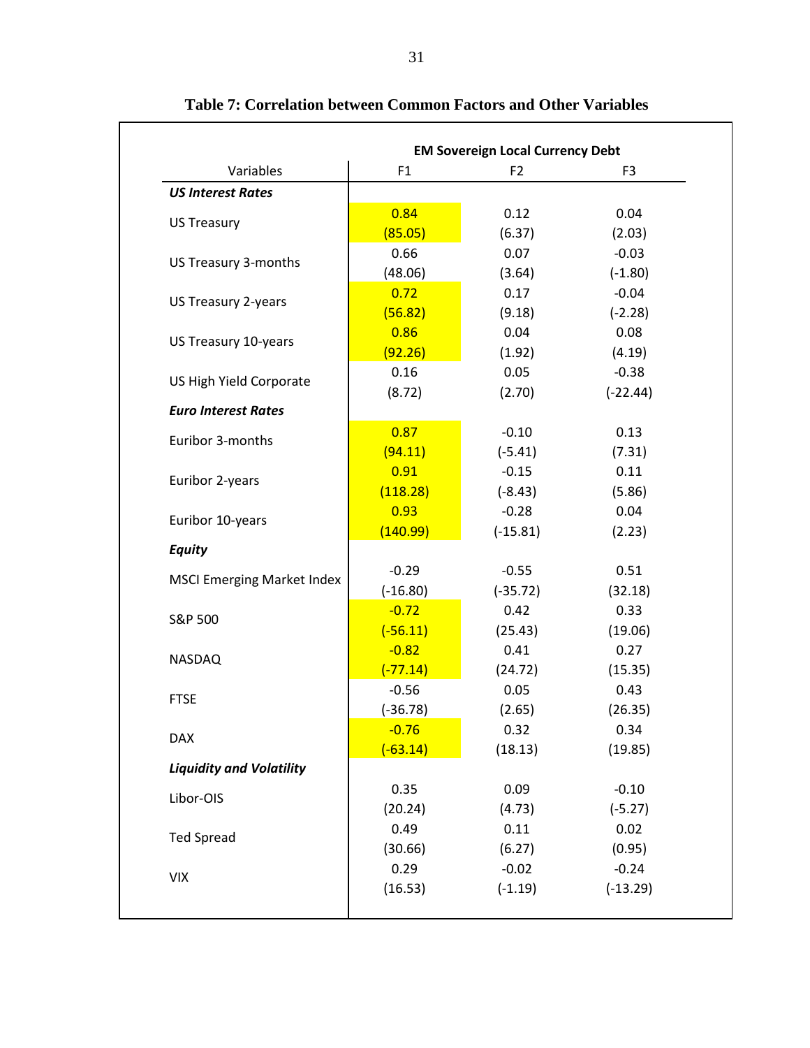**Table 7: Correlation between Common Factors and Other Variables**

| Variables | EM Sovereign Local Currency Debt F1 | F2 | F3 |
|---|---|---|---|
| ***US Interest Rates*** | | | |
| US Treasury | 0.84 | 0.12 | 0.04 |
| | (85.05) | (6.37) | (2.03) |
| US Treasury 3-months | 0.66 | 0.07 | -0.03 |
| | (48.06) | (3.64) | (-1.80) |
| US Treasury 2-years | 0.72 | 0.17 | -0.04 |
| | (56.82) | (9.18) | (-2.28) |
| US Treasury 10-years | 0.86 | 0.04 | 0.08 |
| | (92.26) | (1.92) | (4.19) |
| US High Yield Corporate | 0.16 | 0.05 | -0.38 |
| | (8.72) | (2.70) | (-22.44) |
| ***Euro Interest Rates*** | | | |
| Euribor 3-months | 0.87 | -0.10 | 0.13 |
| | (94.11) | (-5.41) | (7.31) |
| Euribor 2-years | 0.91 | -0.15 | 0.11 |
| | (118.28) | (-8.43) | (5.86) |
| Euribor 10-years | 0.93 | -0.28 | 0.04 |
| | (140.99) | (-15.81) | (2.23) |
| ***Equity*** | | | |
| MSCI Emerging Market Index | -0.29 | -0.55 | 0.51 |
| | (-16.80) | (-35.72) | (32.18) |
| S&P 500 | -0.72 | 0.42 | 0.33 |
| | (-56.11) | (25.43) | (19.06) |
| NASDAQ | -0.82 | 0.41 | 0.27 |
| | (-77.14) | (24.72) | (15.35) |
| FTSE | -0.56 | 0.05 | 0.43 |
| | (-36.78) | (2.65) | (26.35) |
| DAX | -0.76 | 0.32 | 0.34 |
| | (-63.14) | (18.13) | (19.85) |
| ***Liquidity and Volatility*** | | | |
| Libor-OIS | 0.35 | 0.09 | -0.10 |
| | (20.24) | (4.73) | (-5.27) |
| Ted Spread | 0.49 | 0.11 | 0.02 |
| | (30.66) | (6.27) | (0.95) |
| VIX | 0.29 | -0.02 | -0.24 |
| | (16.53) | (-1.19) | (-13.29) |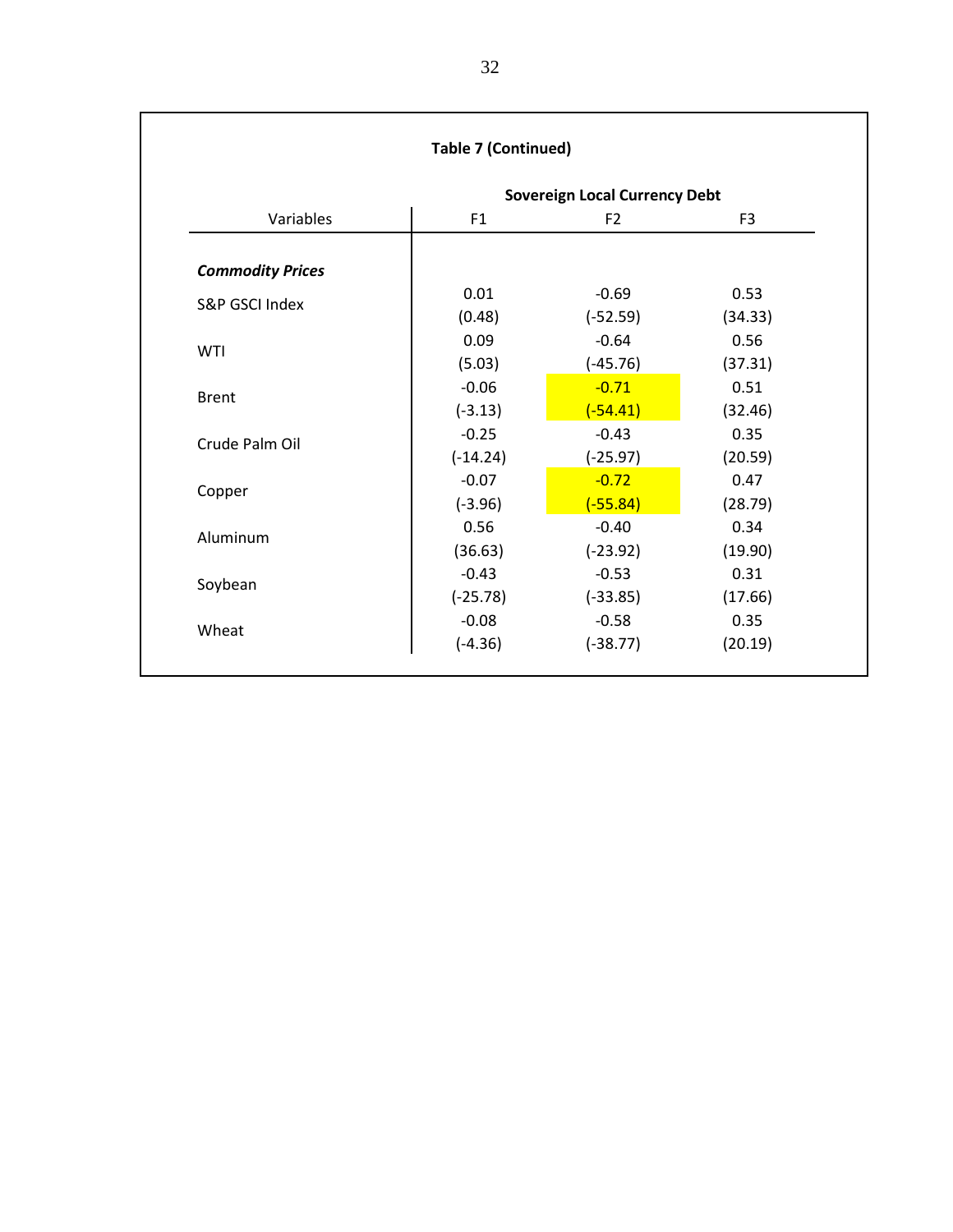**Table 7 (Continued)**

| Variables | Sovereign Local Currency Debt | | |
|---|---|---|---|
| | F1 | F2 | F3 |
| ***Commodity Prices*** | | | |
| S&P GSCI Index | 0.01 | -0.69 | 0.53 |
| | (0.48) | (-52.59) | (34.33) |
| WTI | 0.09 | -0.64 | 0.56 |
| | (5.03) | (-45.76) | (37.31) |
| Brent | -0.06 | -0.71 | 0.51 |
| | (-3.13) | (-54.41) | (32.46) |
| Crude Palm Oil | -0.25 | -0.43 | 0.35 |
| | (-14.24) | (-25.97) | (20.59) |
| Copper | -0.07 | -0.72 | 0.47 |
| | (-3.96) | (-55.84) | (28.79) |
| Aluminum | 0.56 | -0.40 | 0.34 |
| | (36.63) | (-23.92) | (19.90) |
| Soybean | -0.43 | -0.53 | 0.31 |
| | (-25.78) | (-33.85) | (17.66) |
| Wheat | -0.08 | -0.58 | 0.35 |
| | (-4.36) | (-38.77) | (20.19) |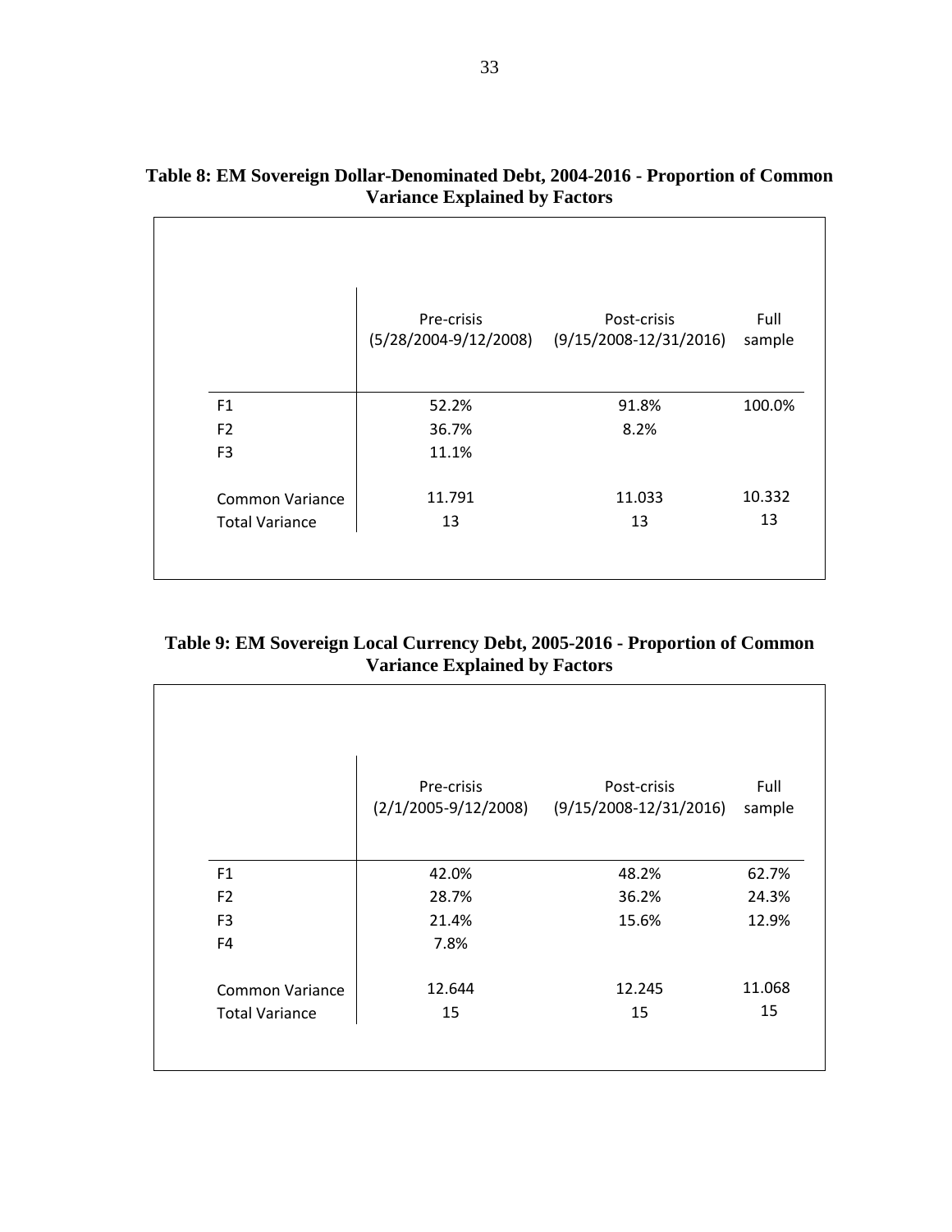**Table 8: EM Sovereign Dollar-Denominated Debt, 2004-2016 - Proportion of Common Variance Explained by Factors**

| | Pre-crisis (5/28/2004-9/12/2008) | Post-crisis (9/15/2008-12/31/2016) | Full sample |
|---|---|---|---|
| F1 | 52.2% | 91.8% | 100.0% |
| F2 | 36.7% | 8.2% | |
| F3 | 11.1% | | |
| Common Variance | 11.791 | 11.033 | 10.332 |
| Total Variance | 13 | 13 | 13 |

**Table 9: EM Sovereign Local Currency Debt, 2005-2016 - Proportion of Common Variance Explained by Factors**

| | Pre-crisis (2/1/2005-9/12/2008) | Post-crisis (9/15/2008-12/31/2016) | Full sample |
|---|---|---|---|
| F1 | 42.0% | 48.2% | 62.7% |
| F2 | 28.7% | 36.2% | 24.3% |
| F3 | 21.4% | 15.6% | 12.9% |
| F4 | 7.8% | | |
| Common Variance | 12.644 | 12.245 | 11.068 |
| Total Variance | 15 | 15 | 15 |